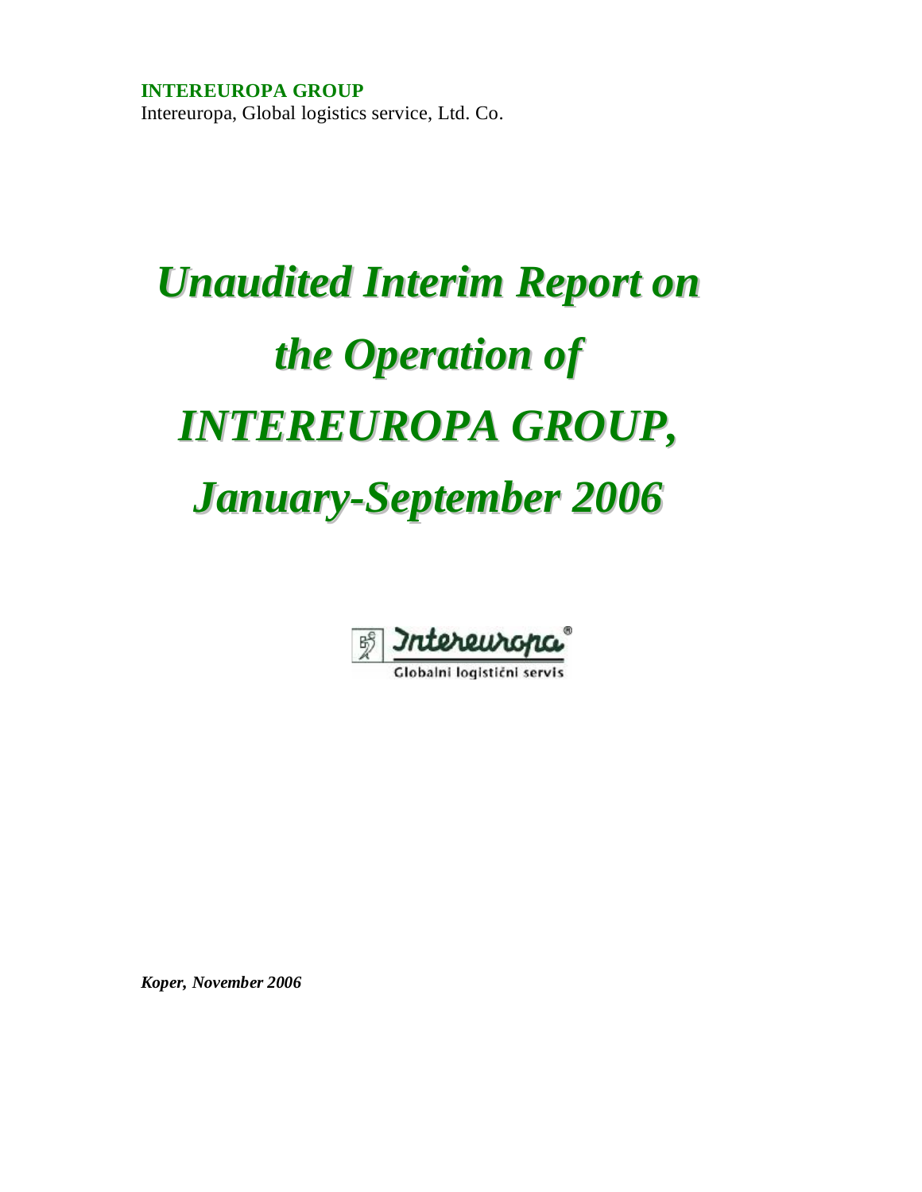**INTEREUROPA GROUP**
Intereuropa, Global logistics service, Ltd. Co.

# *Unaudited Interim Report on the Operation of INTEREUROPA GROUP, January-September 2006*

Intereuropa®
Globalni logistični servis

***Koper, November 2006***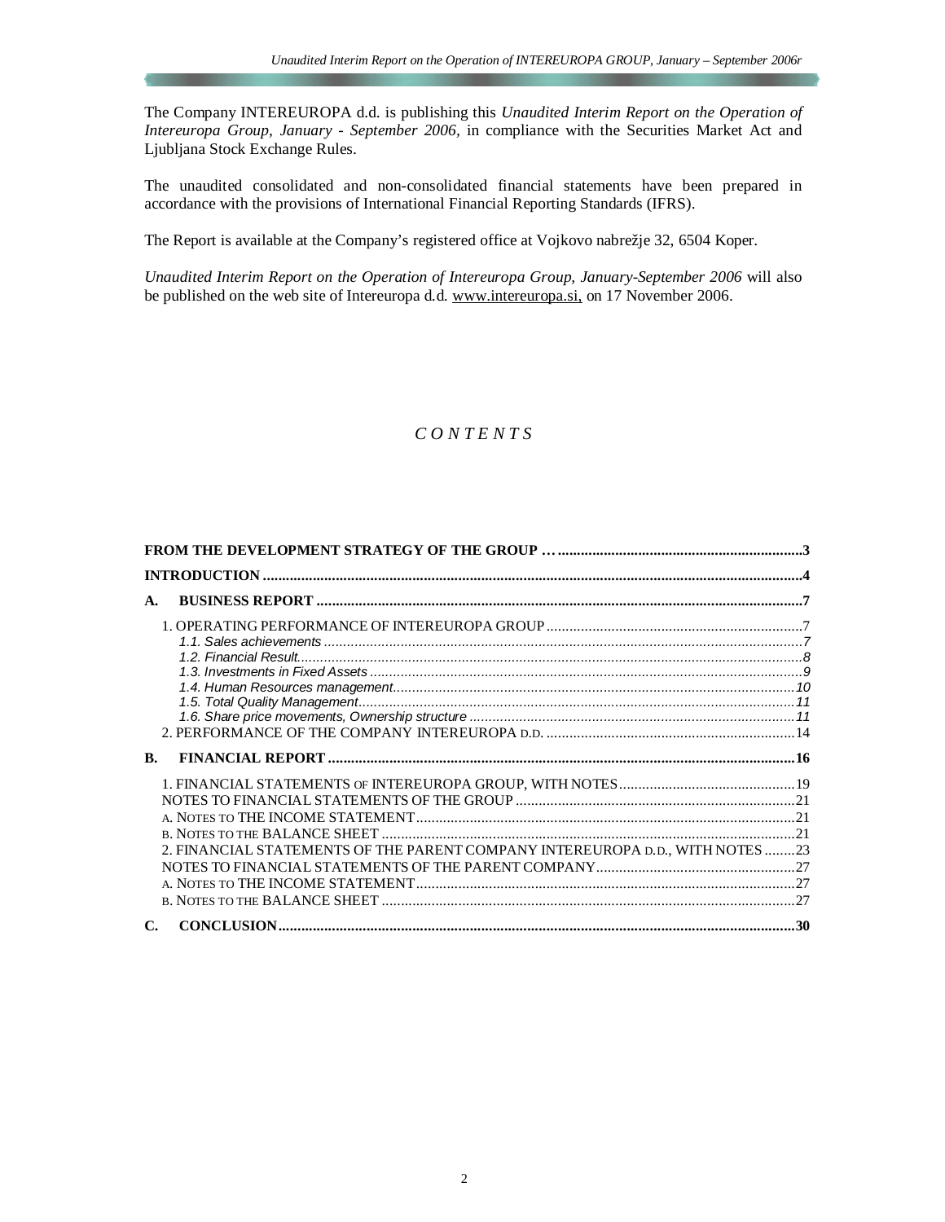The Company INTEREUROPA d.d. is publishing this *Unaudited Interim Report on the Operation of Intereuropa Group, January - September 2006*, in compliance with the Securities Market Act and Ljubljana Stock Exchange Rules.

The unaudited consolidated and non-consolidated financial statements have been prepared in accordance with the provisions of International Financial Reporting Standards (IFRS).

The Report is available at the Company's registered office at Vojkovo nabrežje 32, 6504 Koper.

*Unaudited Interim Report on the Operation of Intereuropa Group, January-September 2006* will also be published on the web site of Intereuropa d.d. www.intereuropa.si, on 17 November 2006.

## *C O N T E N T S*

**FROM THE DEVELOPMENT STRATEGY OF THE GROUP …** ..... 3

**INTRODUCTION** ..... 4

**A. BUSINESS REPORT** ..... 7

- 1. OPERATING PERFORMANCE OF INTEREUROPA GROUP ..... 7
  - *1.1. Sales achievements* ..... 7
  - *1.2. Financial Result* ..... 8
  - *1.3. Investments in Fixed Assets* ..... 9
  - *1.4. Human Resources management* ..... 10
  - *1.5. Total Quality Management* ..... 11
  - *1.6. Share price movements, Ownership structure* ..... 11
- 2. PERFORMANCE OF THE COMPANY INTEREUROPA D.D. ..... 14

**B. FINANCIAL REPORT** ..... 16

- 1. FINANCIAL STATEMENTS OF INTEREUROPA GROUP, WITH NOTES ..... 19
- NOTES TO FINANCIAL STATEMENTS OF THE GROUP ..... 21
- A. NOTES TO THE INCOME STATEMENT ..... 21
- B. NOTES TO THE BALANCE SHEET ..... 21
- 2. FINANCIAL STATEMENTS OF THE PARENT COMPANY INTEREUROPA D.D., WITH NOTES ..... 23
- NOTES TO FINANCIAL STATEMENTS OF THE PARENT COMPANY ..... 27
- A. NOTES TO THE INCOME STATEMENT ..... 27
- B. NOTES TO THE BALANCE SHEET ..... 27

**C. CONCLUSION** ..... 30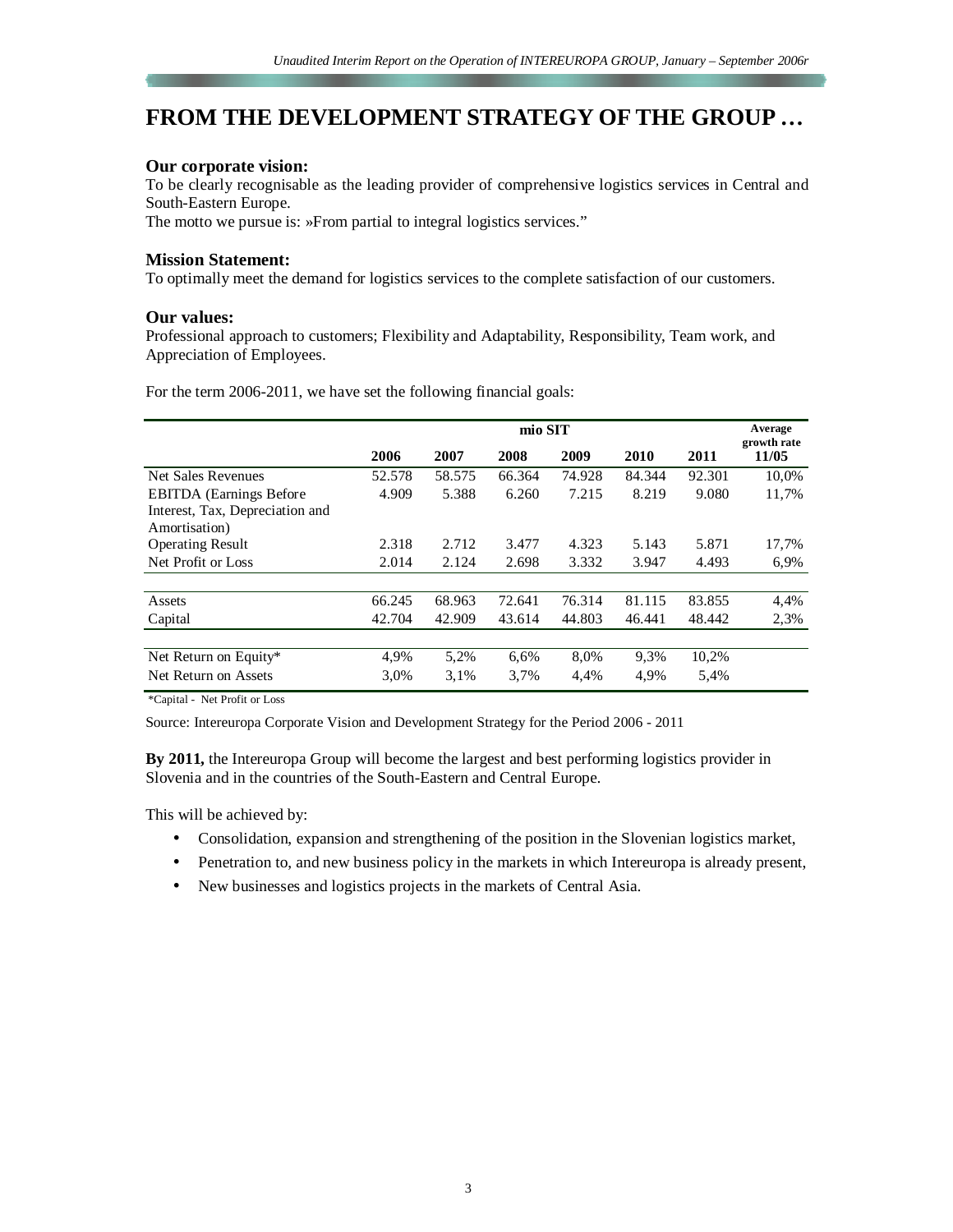# FROM THE DEVELOPMENT STRATEGY OF THE GROUP …

### Our corporate vision:

To be clearly recognisable as the leading provider of comprehensive logistics services in Central and South-Eastern Europe.

The motto we pursue is: »From partial to integral logistics services."

### Mission Statement:

To optimally meet the demand for logistics services to the complete satisfaction of our customers.

### Our values:

Professional approach to customers; Flexibility and Adaptability, Responsibility, Team work, and Appreciation of Employees.

For the term 2006-2011, we have set the following financial goals:

| | mio SIT | | | | | | Average growth rate |
|---|---|---|---|---|---|---|---|
| | 2006 | 2007 | 2008 | 2009 | 2010 | 2011 | 11/05 |
| Net Sales Revenues | 52.578 | 58.575 | 66.364 | 74.928 | 84.344 | 92.301 | 10,0% |
| EBITDA (Earnings Before Interest, Tax, Depreciation and Amortisation) | 4.909 | 5.388 | 6.260 | 7.215 | 8.219 | 9.080 | 11,7% |
| Operating Result | 2.318 | 2.712 | 3.477 | 4.323 | 5.143 | 5.871 | 17,7% |
| Net Profit or Loss | 2.014 | 2.124 | 2.698 | 3.332 | 3.947 | 4.493 | 6,9% |
| | | | | | | | |
| Assets | 66.245 | 68.963 | 72.641 | 76.314 | 81.115 | 83.855 | 4,4% |
| Capital | 42.704 | 42.909 | 43.614 | 44.803 | 46.441 | 48.442 | 2,3% |
| | | | | | | | |
| Net Return on Equity* | 4,9% | 5,2% | 6,6% | 8,0% | 9,3% | 10,2% | |
| Net Return on Assets | 3,0% | 3,1% | 3,7% | 4,4% | 4,9% | 5,4% | |

*Capital - Net Profit or Loss

Source: Intereuropa Corporate Vision and Development Strategy for the Period 2006 - 2011

**By 2011,** the Intereuropa Group will become the largest and best performing logistics provider in Slovenia and in the countries of the South-Eastern and Central Europe.

This will be achieved by:

- Consolidation, expansion and strengthening of the position in the Slovenian logistics market,
- Penetration to, and new business policy in the markets in which Intereuropa is already present,
- New businesses and logistics projects in the markets of Central Asia.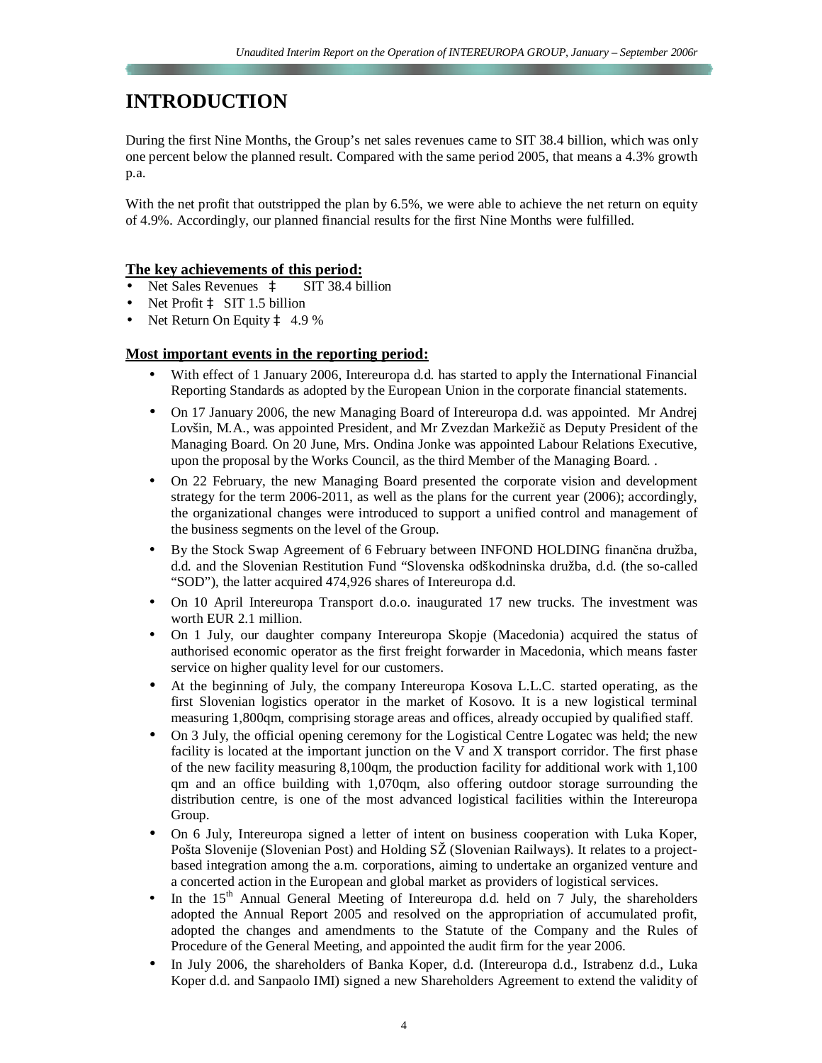# INTRODUCTION

During the first Nine Months, the Group's net sales revenues came to SIT 38.4 billion, which was only one percent below the planned result. Compared with the same period 2005, that means a 4.3% growth p.a.

With the net profit that outstripped the plan by 6.5%, we were able to achieve the net return on equity of 4.9%. Accordingly, our planned financial results for the first Nine Months were fulfilled.

## The key achievements of this period:

- Net Sales Revenues ‡ SIT 38.4 billion
- Net Profit ‡ SIT 1.5 billion
- Net Return On Equity ‡ 4.9 %

## Most important events in the reporting period:

- With effect of 1 January 2006, Intereuropa d.d. has started to apply the International Financial Reporting Standards as adopted by the European Union in the corporate financial statements.
- On 17 January 2006, the new Managing Board of Intereuropa d.d. was appointed. Mr Andrej Lovšin, M.A., was appointed President, and Mr Zvezdan Markežič as Deputy President of the Managing Board. On 20 June, Mrs. Ondina Jonke was appointed Labour Relations Executive, upon the proposal by the Works Council, as the third Member of the Managing Board. .
- On 22 February, the new Managing Board presented the corporate vision and development strategy for the term 2006-2011, as well as the plans for the current year (2006); accordingly, the organizational changes were introduced to support a unified control and management of the business segments on the level of the Group.
- By the Stock Swap Agreement of 6 February between INFOND HOLDING finančna družba, d.d. and the Slovenian Restitution Fund "Slovenska odškodninska družba, d.d. (the so-called "SOD"), the latter acquired 474,926 shares of Intereuropa d.d.
- On 10 April Intereuropa Transport d.o.o. inaugurated 17 new trucks. The investment was worth EUR 2.1 million.
- On 1 July, our daughter company Intereuropa Skopje (Macedonia) acquired the status of authorised economic operator as the first freight forwarder in Macedonia, which means faster service on higher quality level for our customers.
- At the beginning of July, the company Intereuropa Kosova L.L.C. started operating, as the first Slovenian logistics operator in the market of Kosovo. It is a new logistical terminal measuring 1,800qm, comprising storage areas and offices, already occupied by qualified staff.
- On 3 July, the official opening ceremony for the Logistical Centre Logatec was held; the new facility is located at the important junction on the V and X transport corridor. The first phase of the new facility measuring 8,100qm, the production facility for additional work with 1,100 qm and an office building with 1,070qm, also offering outdoor storage surrounding the distribution centre, is one of the most advanced logistical facilities within the Intereuropa Group.
- On 6 July, Intereuropa signed a letter of intent on business cooperation with Luka Koper, Pošta Slovenije (Slovenian Post) and Holding SŽ (Slovenian Railways). It relates to a project-based integration among the a.m. corporations, aiming to undertake an organized venture and a concerted action in the European and global market as providers of logistical services.
- In the 15th Annual General Meeting of Intereuropa d.d. held on 7 July, the shareholders adopted the Annual Report 2005 and resolved on the appropriation of accumulated profit, adopted the changes and amendments to the Statute of the Company and the Rules of Procedure of the General Meeting, and appointed the audit firm for the year 2006.
- In July 2006, the shareholders of Banka Koper, d.d. (Intereuropa d.d., Istrabenz d.d., Luka Koper d.d. and Sanpaolo IMI) signed a new Shareholders Agreement to extend the validity of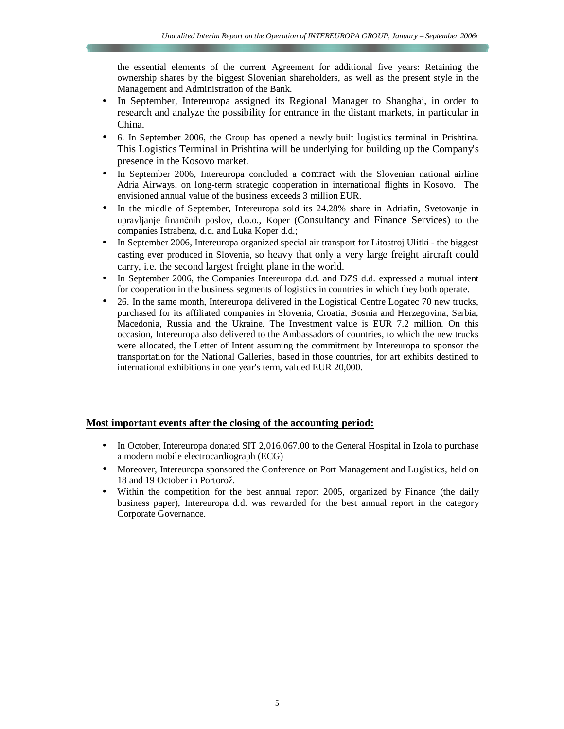the essential elements of the current Agreement for additional five years: Retaining the ownership shares by the biggest Slovenian shareholders, as well as the present style in the Management and Administration of the Bank.

- In September, Intereuropa assigned its Regional Manager to Shanghai, in order to research and analyze the possibility for entrance in the distant markets, in particular in China.
- 6. In September 2006, the Group has opened a newly built logistics terminal in Prishtina. This Logistics Terminal in Prishtina will be underlying for building up the Company's presence in the Kosovo market.
- In September 2006, Intereuropa concluded a contract with the Slovenian national airline Adria Airways, on long-term strategic cooperation in international flights in Kosovo. The envisioned annual value of the business exceeds 3 million EUR.
- In the middle of September, Intereuropa sold its 24.28% share in Adriafin, Svetovanje in upravljanje finančnih poslov, d.o.o., Koper (Consultancy and Finance Services) to the companies Istrabenz, d.d. and Luka Koper d.d.;
- In September 2006, Intereuropa organized special air transport for Litostroj Ulitki - the biggest casting ever produced in Slovenia, so heavy that only a very large freight aircraft could carry, i.e. the second largest freight plane in the world.
- In September 2006, the Companies Intereuropa d.d. and DZS d.d. expressed a mutual intent for cooperation in the business segments of logistics in countries in which they both operate.
- 26. In the same month, Intereuropa delivered in the Logistical Centre Logatec 70 new trucks, purchased for its affiliated companies in Slovenia, Croatia, Bosnia and Herzegovina, Serbia, Macedonia, Russia and the Ukraine. The Investment value is EUR 7.2 million. On this occasion, Intereuropa also delivered to the Ambassadors of countries, to which the new trucks were allocated, the Letter of Intent assuming the commitment by Intereuropa to sponsor the transportation for the National Galleries, based in those countries, for art exhibits destined to international exhibitions in one year's term, valued EUR 20,000.

**Most important events after the closing of the accounting period:**

- In October, Intereuropa donated SIT 2,016,067.00 to the General Hospital in Izola to purchase a modern mobile electrocardiograph (ECG)
- Moreover, Intereuropa sponsored the Conference on Port Management and Logistics, held on 18 and 19 October in Portorož.
- Within the competition for the best annual report 2005, organized by Finance (the daily business paper), Intereuropa d.d. was rewarded for the best annual report in the category Corporate Governance.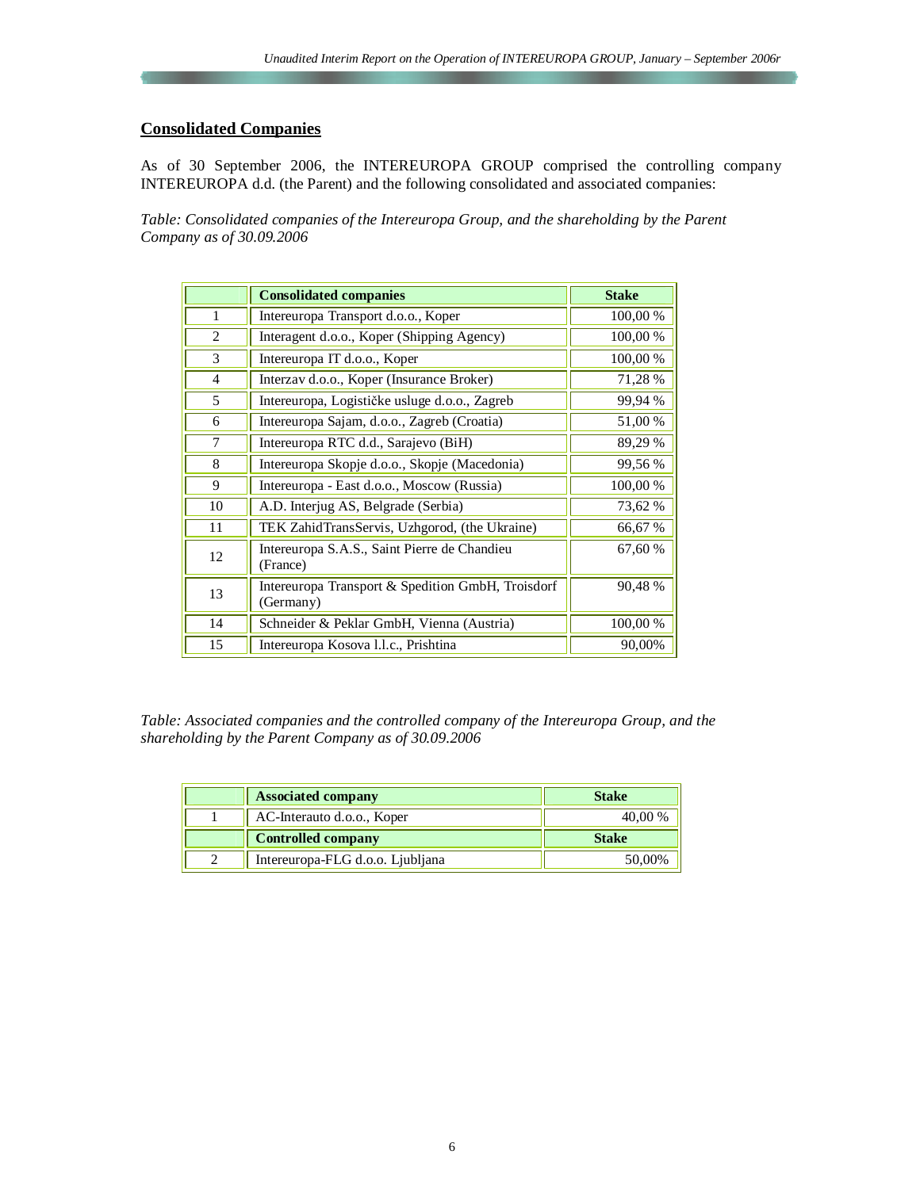## Consolidated Companies

As of 30 September 2006, the INTEREUROPA GROUP comprised the controlling company INTEREUROPA d.d. (the Parent) and the following consolidated and associated companies:

*Table: Consolidated companies of the Intereuropa Group, and the shareholding by the Parent Company as of 30.09.2006*

| | Consolidated companies | Stake |
|---|---|---|
| 1 | Intereuropa Transport d.o.o., Koper | 100,00 % |
| 2 | Interagent d.o.o., Koper (Shipping Agency) | 100,00 % |
| 3 | Intereuropa IT d.o.o., Koper | 100,00 % |
| 4 | Interzav d.o.o., Koper (Insurance Broker) | 71,28 % |
| 5 | Intereuropa, Logističke usluge d.o.o., Zagreb | 99,94 % |
| 6 | Intereuropa Sajam, d.o.o., Zagreb (Croatia) | 51,00 % |
| 7 | Intereuropa RTC d.d., Sarajevo (BiH) | 89,29 % |
| 8 | Intereuropa Skopje d.o.o., Skopje (Macedonia) | 99,56 % |
| 9 | Intereuropa - East d.o.o., Moscow (Russia) | 100,00 % |
| 10 | A.D. Interjug AS, Belgrade (Serbia) | 73,62 % |
| 11 | TEK ZahidTransServis, Uzhgorod, (the Ukraine) | 66,67 % |
| 12 | Intereuropa S.A.S., Saint Pierre de Chandieu (France) | 67,60 % |
| 13 | Intereuropa Transport & Spedition GmbH, Troisdorf (Germany) | 90,48 % |
| 14 | Schneider & Peklar GmbH, Vienna (Austria) | 100,00 % |
| 15 | Intereuropa Kosova l.l.c., Prishtina | 90,00% |

*Table: Associated companies and the controlled company of the Intereuropa Group, and the shareholding by the Parent Company as of 30.09.2006*

| | Associated company | Stake |
|---|---|---|
| 1 | AC-Interauto d.o.o., Koper | 40,00 % |
| | **Controlled company** | **Stake** |
| 2 | Intereuropa-FLG d.o.o. Ljubljana | 50,00% |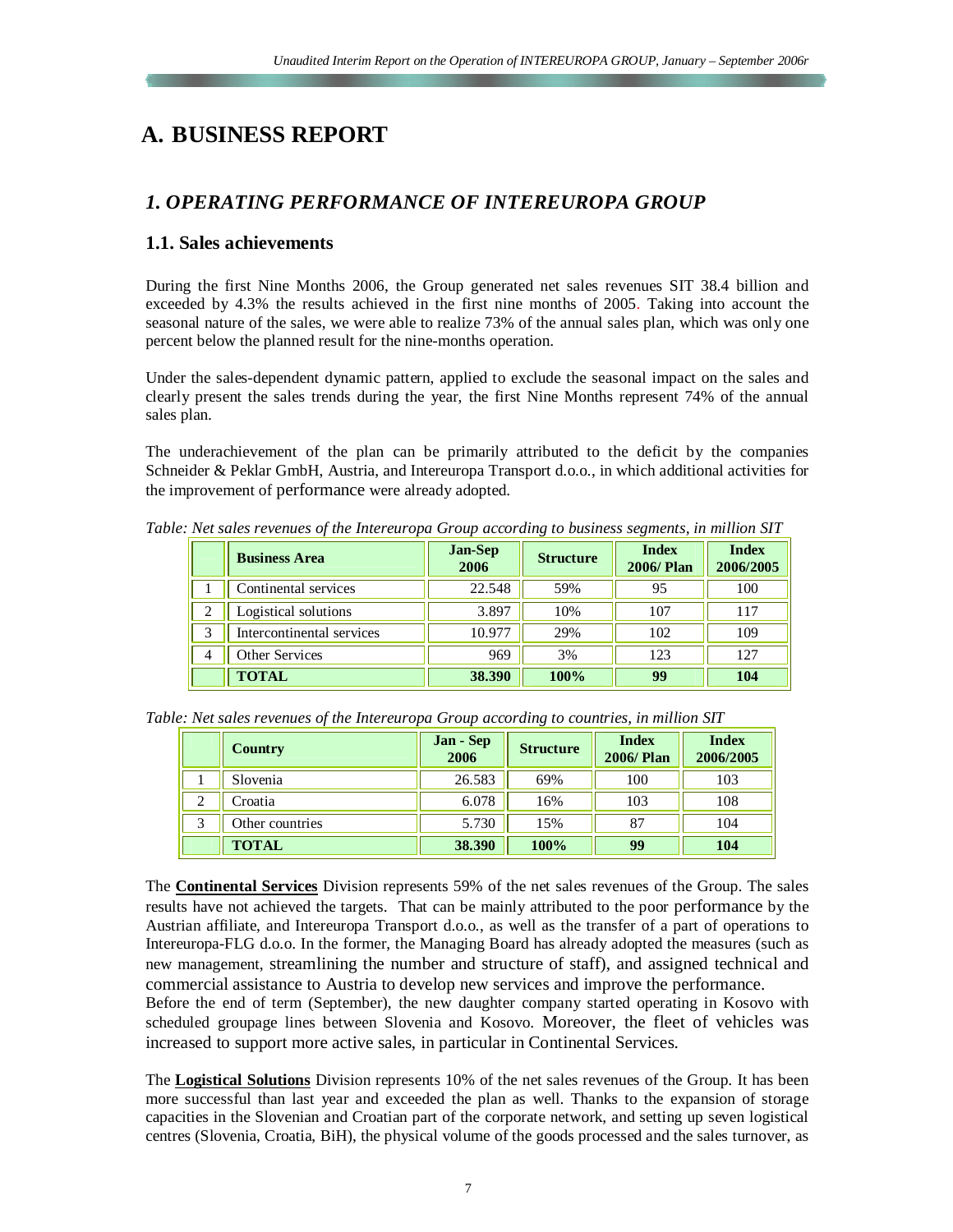# A. BUSINESS REPORT

## *1. OPERATING PERFORMANCE OF INTEREUROPA GROUP*

### 1.1. Sales achievements

During the first Nine Months 2006, the Group generated net sales revenues SIT 38.4 billion and exceeded by 4.3% the results achieved in the first nine months of 2005. Taking into account the seasonal nature of the sales, we were able to realize 73% of the annual sales plan, which was only one percent below the planned result for the nine-months operation.

Under the sales-dependent dynamic pattern, applied to exclude the seasonal impact on the sales and clearly present the sales trends during the year, the first Nine Months represent 74% of the annual sales plan.

The underachievement of the plan can be primarily attributed to the deficit by the companies Schneider & Peklar GmbH, Austria, and Intereuropa Transport d.o.o., in which additional activities for the improvement of performance were already adopted.

*Table: Net sales revenues of the Intereuropa Group according to business segments, in million SIT*

| | Business Area | Jan-Sep 2006 | Structure | Index 2006/ Plan | Index 2006/2005 |
|---|---|---|---|---|---|
| 1 | Continental services | 22.548 | 59% | 95 | 100 |
| 2 | Logistical solutions | 3.897 | 10% | 107 | 117 |
| 3 | Intercontinental services | 10.977 | 29% | 102 | 109 |
| 4 | Other Services | 969 | 3% | 123 | 127 |
| | **TOTAL** | **38.390** | **100%** | **99** | **104** |

*Table: Net sales revenues of the Intereuropa Group according to countries, in million SIT*

| | Country | Jan - Sep 2006 | Structure | Index 2006/ Plan | Index 2006/2005 |
|---|---|---|---|---|---|
| 1 | Slovenia | 26.583 | 69% | 100 | 103 |
| 2 | Croatia | 6.078 | 16% | 103 | 108 |
| 3 | Other countries | 5.730 | 15% | 87 | 104 |
| | **TOTAL** | **38.390** | **100%** | **99** | **104** |

The **Continental Services** Division represents 59% of the net sales revenues of the Group. The sales results have not achieved the targets. That can be mainly attributed to the poor performance by the Austrian affiliate, and Intereuropa Transport d.o.o., as well as the transfer of a part of operations to Intereuropa-FLG d.o.o. In the former, the Managing Board has already adopted the measures (such as new management, streamlining the number and structure of staff), and assigned technical and commercial assistance to Austria to develop new services and improve the performance.
Before the end of term (September), the new daughter company started operating in Kosovo with scheduled groupage lines between Slovenia and Kosovo. Moreover, the fleet of vehicles was increased to support more active sales, in particular in Continental Services.

The **Logistical Solutions** Division represents 10% of the net sales revenues of the Group. It has been more successful than last year and exceeded the plan as well. Thanks to the expansion of storage capacities in the Slovenian and Croatian part of the corporate network, and setting up seven logistical centres (Slovenia, Croatia, BiH), the physical volume of the goods processed and the sales turnover, as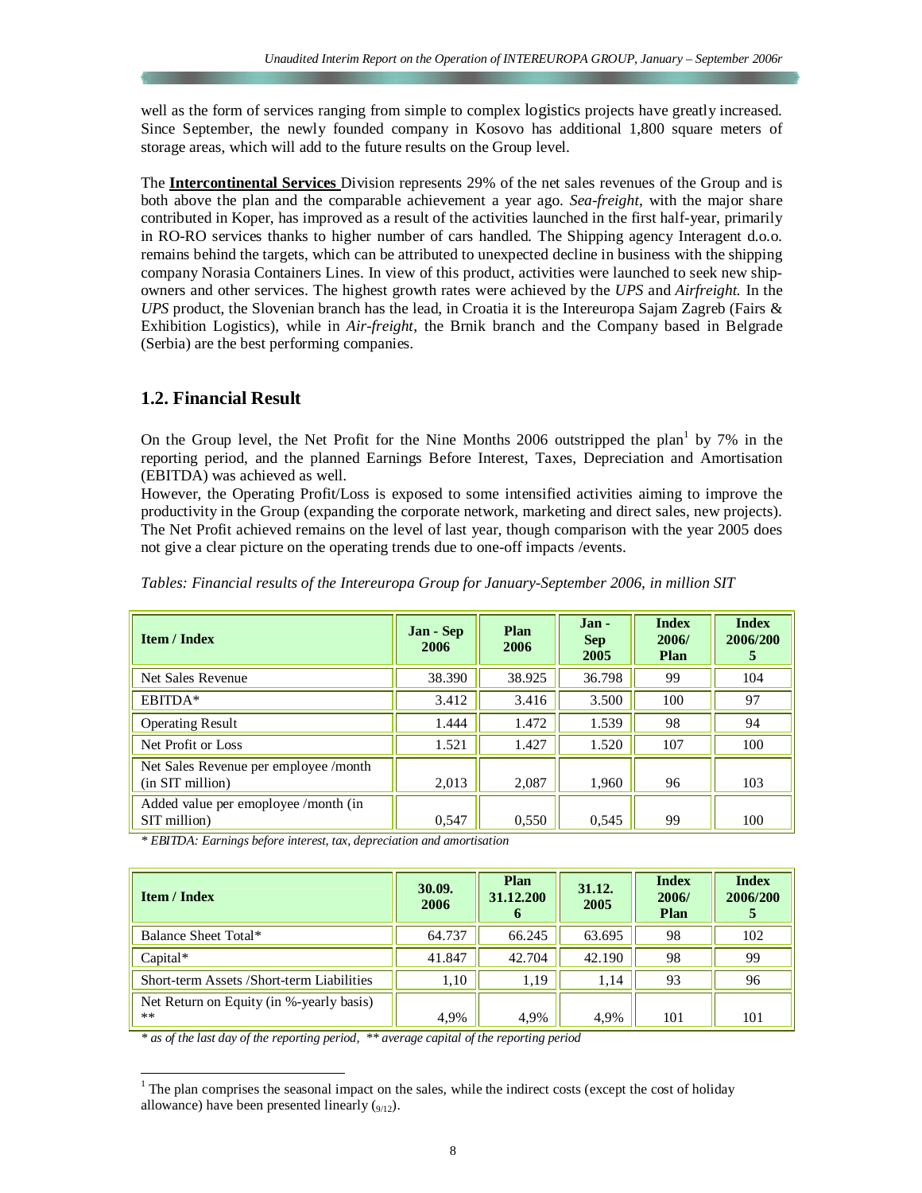well as the form of services ranging from simple to complex logistics projects have greatly increased. Since September, the newly founded company in Kosovo has additional 1,800 square meters of storage areas, which will add to the future results on the Group level.

The **Intercontinental Services** Division represents 29% of the net sales revenues of the Group and is both above the plan and the comparable achievement a year ago. *Sea-freight*, with the major share contributed in Koper, has improved as a result of the activities launched in the first half-year, primarily in RO-RO services thanks to higher number of cars handled. The Shipping agency Interagent d.o.o. remains behind the targets, which can be attributed to unexpected decline in business with the shipping company Norasia Containers Lines. In view of this product, activities were launched to seek new ship-owners and other services. The highest growth rates were achieved by the *UPS* and *Airfreight*. In the *UPS* product, the Slovenian branch has the lead, in Croatia it is the Intereuropa Sajam Zagreb (Fairs & Exhibition Logistics), while in *Air-freight*, the Brnik branch and the Company based in Belgrade (Serbia) are the best performing companies.

## 1.2. Financial Result

On the Group level, the Net Profit for the Nine Months 2006 outstripped the plan[1] by 7% in the reporting period, and the planned Earnings Before Interest, Taxes, Depreciation and Amortisation (EBITDA) was achieved as well.

However, the Operating Profit/Loss is exposed to some intensified activities aiming to improve the productivity in the Group (expanding the corporate network, marketing and direct sales, new projects). The Net Profit achieved remains on the level of last year, though comparison with the year 2005 does not give a clear picture on the operating trends due to one-off impacts /events.

*Tables: Financial results of the Intereuropa Group for January-September 2006, in million SIT*

| Item / Index | Jan - Sep 2006 | Plan 2006 | Jan - Sep 2005 | Index 2006/ Plan | Index 2006/2005 |
|---|---|---|---|---|---|
| Net Sales Revenue | 38.390 | 38.925 | 36.798 | 99 | 104 |
| EBITDA* | 3.412 | 3.416 | 3.500 | 100 | 97 |
| Operating Result | 1.444 | 1.472 | 1.539 | 98 | 94 |
| Net Profit or Loss | 1.521 | 1.427 | 1.520 | 107 | 100 |
| Net Sales Revenue per employee /month (in SIT million) | 2,013 | 2,087 | 1,960 | 96 | 103 |
| Added value per emoployee /month (in SIT million) | 0,547 | 0,550 | 0,545 | 99 | 100 |

*\* EBITDA: Earnings before interest, tax, depreciation and amortisation*

| Item / Index | 30.09. 2006 | Plan 31.12.2006 | 31.12. 2005 | Index 2006/ Plan | Index 2006/2005 |
|---|---|---|---|---|---|
| Balance Sheet Total* | 64.737 | 66.245 | 63.695 | 98 | 102 |
| Capital* | 41.847 | 42.704 | 42.190 | 98 | 99 |
| Short-term Assets /Short-term Liabilities | 1,10 | 1,19 | 1,14 | 93 | 96 |
| Net Return on Equity (in %-yearly basis) ** | 4,9% | 4,9% | 4,9% | 101 | 101 |

*\* as of the last day of the reporting period, \*\* average capital of the reporting period*

[1] The plan comprises the seasonal impact on the sales, while the indirect costs (except the cost of holiday allowance) have been presented linearly ($_{9/12}$).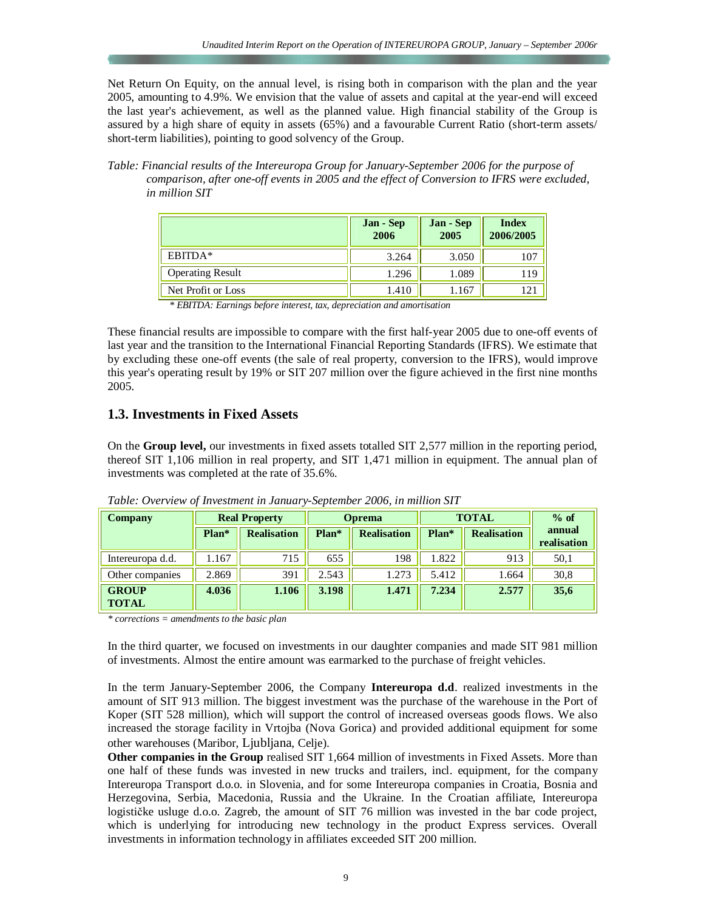Net Return On Equity, on the annual level, is rising both in comparison with the plan and the year 2005, amounting to 4.9%. We envision that the value of assets and capital at the year-end will exceed the last year's achievement, as well as the planned value. High financial stability of the Group is assured by a high share of equity in assets (65%) and a favourable Current Ratio (short-term assets/ short-term liabilities), pointing to good solvency of the Group.

*Table: Financial results of the Intereuropa Group for January-September 2006 for the purpose of comparison, after one-off events in 2005 and the effect of Conversion to IFRS were excluded, in million SIT*

| | Jan - Sep 2006 | Jan - Sep 2005 | Index 2006/2005 |
|---|---|---|---|
| EBITDA* | 3.264 | 3.050 | 107 |
| Operating Result | 1.296 | 1.089 | 119 |
| Net Profit or Loss | 1.410 | 1.167 | 121 |

*\* EBITDA: Earnings before interest, tax, depreciation and amortisation*

These financial results are impossible to compare with the first half-year 2005 due to one-off events of last year and the transition to the International Financial Reporting Standards (IFRS). We estimate that by excluding these one-off events (the sale of real property, conversion to the IFRS), would improve this year's operating result by 19% or SIT 207 million over the figure achieved in the first nine months 2005.

## 1.3. Investments in Fixed Assets

On the **Group level,** our investments in fixed assets totalled SIT 2,577 million in the reporting period, thereof SIT 1,106 million in real property, and SIT 1,471 million in equipment. The annual plan of investments was completed at the rate of 35.6%.

*Table: Overview of Investment in January-September 2006, in million SIT*

| Company | Real Property | | Oprema | | TOTAL | | % of annual realisation |
|---|---|---|---|---|---|---|---|
| | Plan* | Realisation | Plan* | Realisation | Plan* | Realisation | |
| Intereuropa d.d. | 1.167 | 715 | 655 | 198 | 1.822 | 913 | 50,1 |
| Other companies | 2.869 | 391 | 2.543 | 1.273 | 5.412 | 1.664 | 30,8 |
| **GROUP TOTAL** | **4.036** | **1.106** | **3.198** | **1.471** | **7.234** | **2.577** | **35,6** |

*\* corrections = amendments to the basic plan*

In the third quarter, we focused on investments in our daughter companies and made SIT 981 million of investments. Almost the entire amount was earmarked to the purchase of freight vehicles.

In the term January-September 2006, the Company **Intereuropa d.d**. realized investments in the amount of SIT 913 million. The biggest investment was the purchase of the warehouse in the Port of Koper (SIT 528 million), which will support the control of increased overseas goods flows. We also increased the storage facility in Vrtojba (Nova Gorica) and provided additional equipment for some other warehouses (Maribor, Ljubljana, Celje).

**Other companies in the Group** realised SIT 1,664 million of investments in Fixed Assets. More than one half of these funds was invested in new trucks and trailers, incl. equipment, for the company Intereuropa Transport d.o.o. in Slovenia, and for some Intereuropa companies in Croatia, Bosnia and Herzegovina, Serbia, Macedonia, Russia and the Ukraine. In the Croatian affiliate, Intereuropa logističke usluge d.o.o. Zagreb, the amount of SIT 76 million was invested in the bar code project, which is underlying for introducing new technology in the product Express services. Overall investments in information technology in affiliates exceeded SIT 200 million.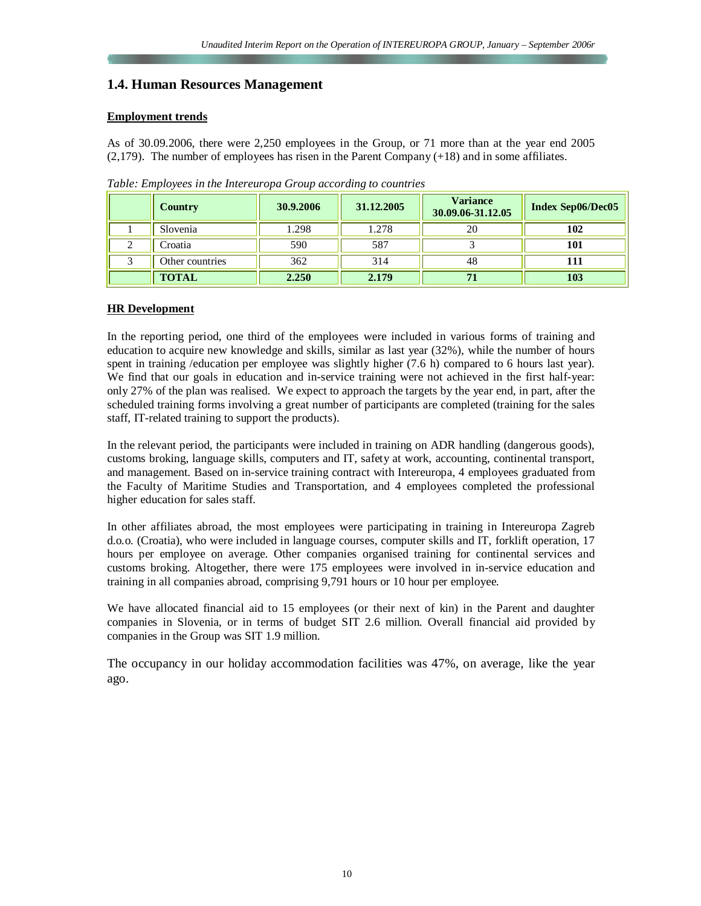## 1.4. Human Resources Management

**Employment trends**

As of 30.09.2006, there were 2,250 employees in the Group, or 71 more than at the year end 2005 (2,179). The number of employees has risen in the Parent Company (+18) and in some affiliates.

*Table: Employees in the Intereuropa Group according to countries*

| | Country | 30.9.2006 | 31.12.2005 | Variance 30.09.06-31.12.05 | Index Sep06/Dec05 |
|---|---|---|---|---|---|
| 1 | Slovenia | 1.298 | 1.278 | 20 | **102** |
| 2 | Croatia | 590 | 587 | 3 | **101** |
| 3 | Other countries | 362 | 314 | 48 | **111** |
| | **TOTAL** | **2.250** | **2.179** | **71** | **103** |

**HR Development**

In the reporting period, one third of the employees were included in various forms of training and education to acquire new knowledge and skills, similar as last year (32%), while the number of hours spent in training /education per employee was slightly higher (7.6 h) compared to 6 hours last year). We find that our goals in education and in-service training were not achieved in the first half-year: only 27% of the plan was realised. We expect to approach the targets by the year end, in part, after the scheduled training forms involving a great number of participants are completed (training for the sales staff, IT-related training to support the products).

In the relevant period, the participants were included in training on ADR handling (dangerous goods), customs broking, language skills, computers and IT, safety at work, accounting, continental transport, and management. Based on in-service training contract with Intereuropa, 4 employees graduated from the Faculty of Maritime Studies and Transportation, and 4 employees completed the professional higher education for sales staff.

In other affiliates abroad, the most employees were participating in training in Intereuropa Zagreb d.o.o. (Croatia), who were included in language courses, computer skills and IT, forklift operation, 17 hours per employee on average. Other companies organised training for continental services and customs broking. Altogether, there were 175 employees were involved in in-service education and training in all companies abroad, comprising 9,791 hours or 10 hour per employee.

We have allocated financial aid to 15 employees (or their next of kin) in the Parent and daughter companies in Slovenia, or in terms of budget SIT 2.6 million. Overall financial aid provided by companies in the Group was SIT 1.9 million.

The occupancy in our holiday accommodation facilities was 47%, on average, like the year ago.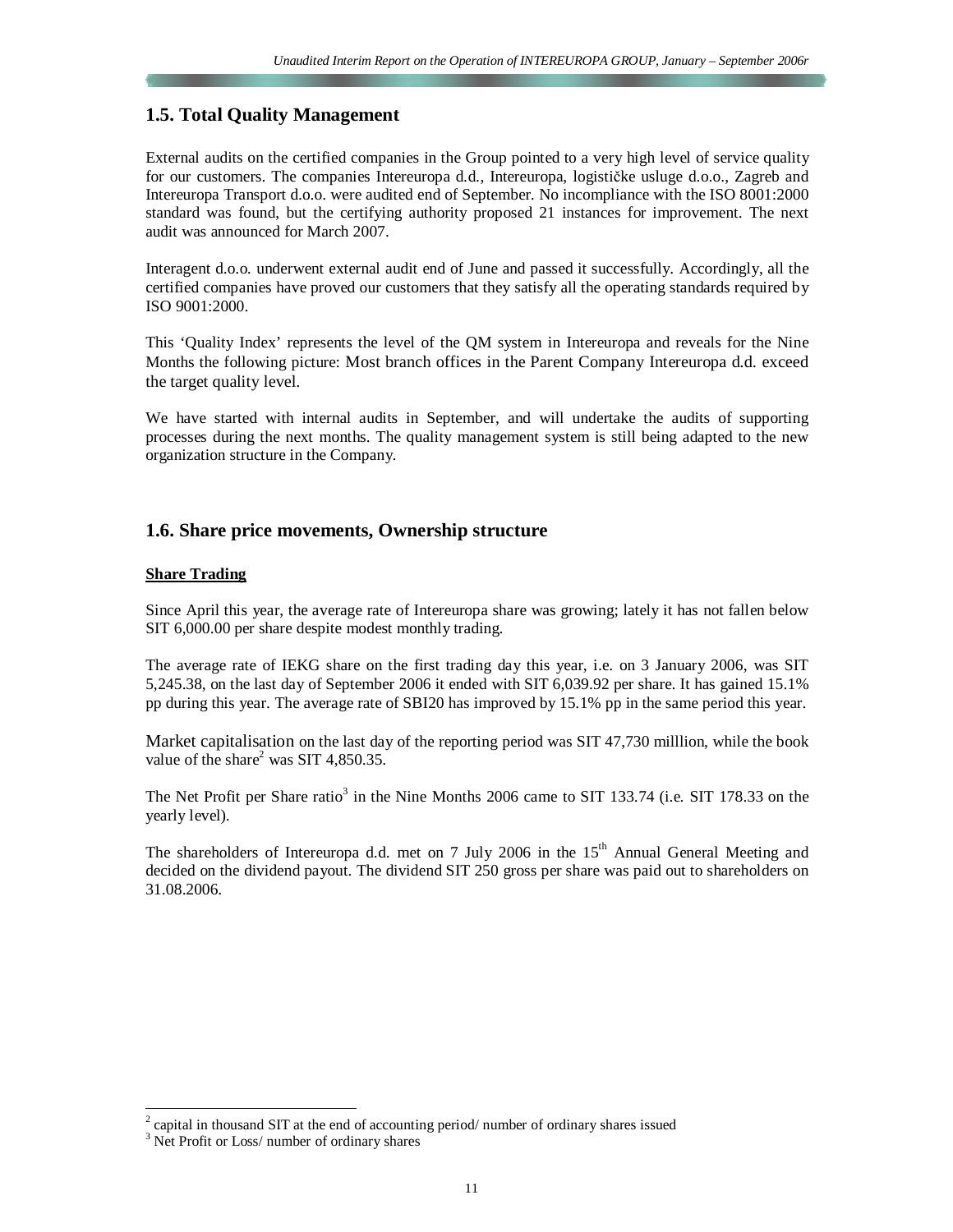## 1.5. Total Quality Management

External audits on the certified companies in the Group pointed to a very high level of service quality for our customers. The companies Intereuropa d.d., Intereuropa, logističke usluge d.o.o., Zagreb and Intereuropa Transport d.o.o. were audited end of September. No incompliance with the ISO 8001:2000 standard was found, but the certifying authority proposed 21 instances for improvement. The next audit was announced for March 2007.

Interagent d.o.o. underwent external audit end of June and passed it successfully. Accordingly, all the certified companies have proved our customers that they satisfy all the operating standards required by ISO 9001:2000.

This 'Quality Index' represents the level of the QM system in Intereuropa and reveals for the Nine Months the following picture: Most branch offices in the Parent Company Intereuropa d.d. exceed the target quality level.

We have started with internal audits in September, and will undertake the audits of supporting processes during the next months. The quality management system is still being adapted to the new organization structure in the Company.

## 1.6. Share price movements, Ownership structure

**Share Trading**

Since April this year, the average rate of Intereuropa share was growing; lately it has not fallen below SIT 6,000.00 per share despite modest monthly trading.

The average rate of IEKG share on the first trading day this year, i.e. on 3 January 2006, was SIT 5,245.38, on the last day of September 2006 it ended with SIT 6,039.92 per share. It has gained 15.1% pp during this year. The average rate of SBI20 has improved by 15.1% pp in the same period this year.

Market capitalisation on the last day of the reporting period was SIT 47,730 milllion, while the book value of the share[2] was SIT 4,850.35.

The Net Profit per Share ratio[3] in the Nine Months 2006 came to SIT 133.74 (i.e. SIT 178.33 on the yearly level).

The shareholders of Intereuropa d.d. met on 7 July 2006 in the 15th Annual General Meeting and decided on the dividend payout. The dividend SIT 250 gross per share was paid out to shareholders on 31.08.2006.

---

[2] capital in thousand SIT at the end of accounting period/ number of ordinary shares issued

[3] Net Profit or Loss/ number of ordinary shares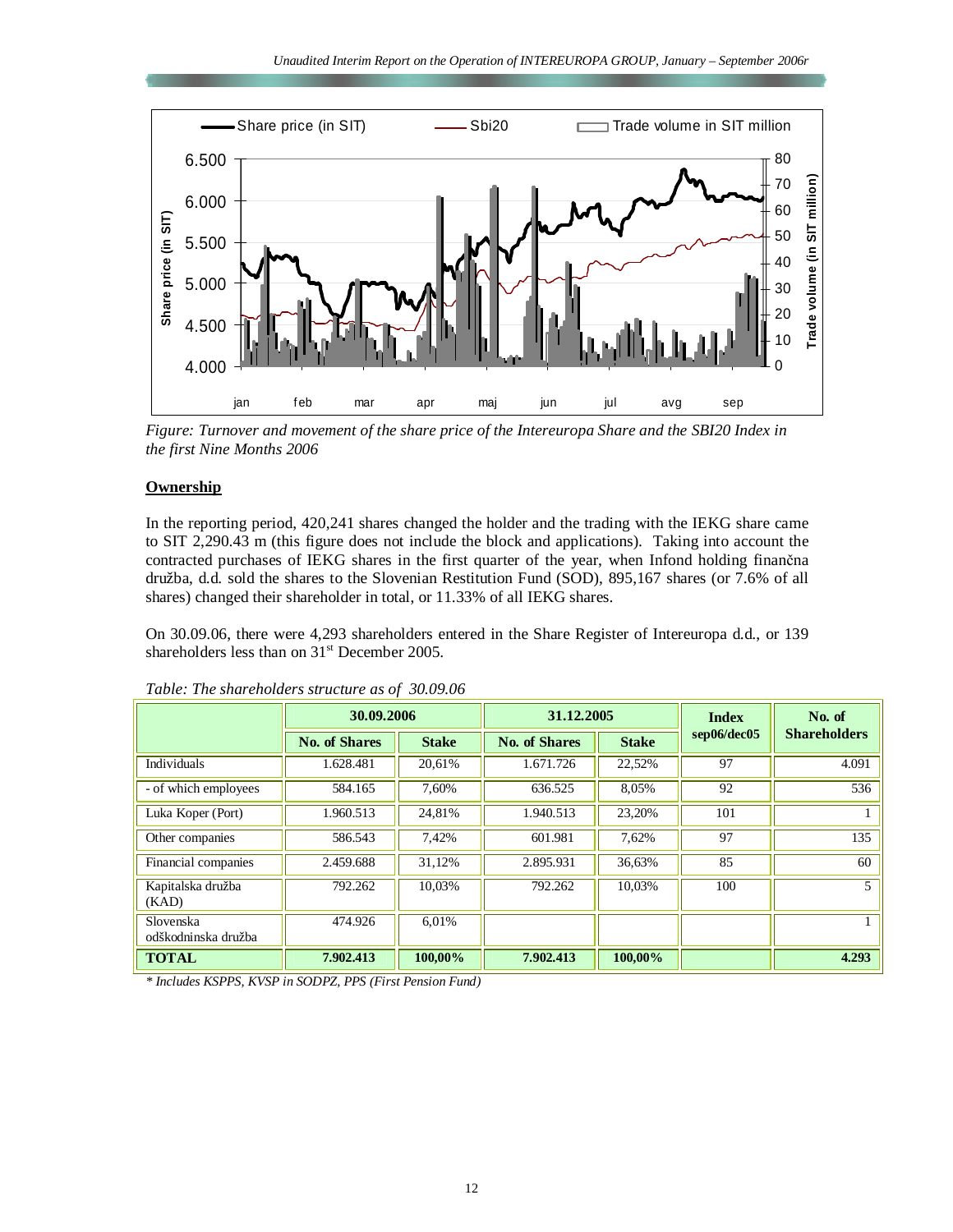*Figure: Turnover and movement of the share price of the Intereuropa Share and the SBI20 Index in the first Nine Months 2006*

## Ownership

In the reporting period, 420,241 shares changed the holder and the trading with the IEKG share came to SIT 2,290.43 m (this figure does not include the block and applications). Taking into account the contracted purchases of IEKG shares in the first quarter of the year, when Infond holding finančna družba, d.d. sold the shares to the Slovenian Restitution Fund (SOD), 895,167 shares (or 7.6% of all shares) changed their shareholder in total, or 11.33% of all IEKG shares.

On 30.09.06, there were 4,293 shareholders entered in the Share Register of Intereuropa d.d., or 139 shareholders less than on 31st December 2005.

*Table: The shareholders structure as of 30.09.06*

| | 30.09.2006 | | 31.12.2005 | | Index sep06/dec05 | No. of Shareholders |
|---|---|---|---|---|---|---|
| | No. of Shares | Stake | No. of Shares | Stake | | |
| Individuals | 1.628.481 | 20,61% | 1.671.726 | 22,52% | 97 | 4.091 |
| - of which employees | 584.165 | 7,60% | 636.525 | 8,05% | 92 | 536 |
| Luka Koper (Port) | 1.960.513 | 24,81% | 1.940.513 | 23,20% | 101 | 1 |
| Other companies | 586.543 | 7,42% | 601.981 | 7,62% | 97 | 135 |
| Financial companies | 2.459.688 | 31,12% | 2.895.931 | 36,63% | 85 | 60 |
| Kapitalska družba (KAD) | 792.262 | 10,03% | 792.262 | 10,03% | 100 | 5 |
| Slovenska odškodninska družba | 474.926 | 6,01% | | | | 1 |
| **TOTAL** | **7.902.413** | **100,00%** | **7.902.413** | **100,00%** | | **4.293** |

*\* Includes KSPPS, KVSP in SODPZ, PPS (First Pension Fund)*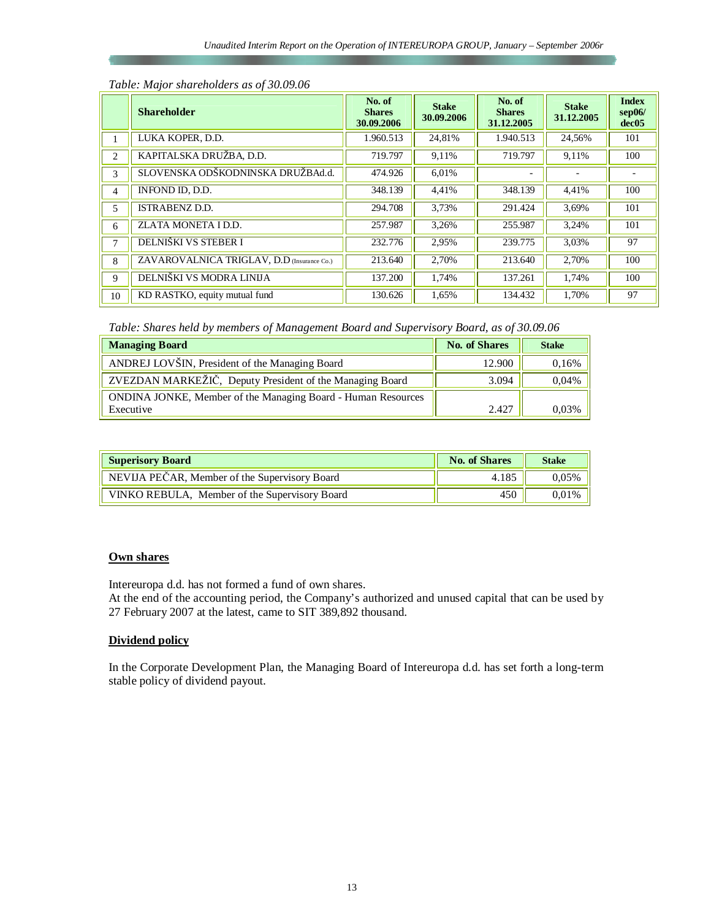*Table: Major shareholders as of 30.09.06*

| | Shareholder | No. of Shares 30.09.2006 | Stake 30.09.2006 | No. of Shares 31.12.2005 | Stake 31.12.2005 | Index sep06/ dec05 |
|---|---|---|---|---|---|---|
| 1 | LUKA KOPER, D.D. | 1.960.513 | 24,81% | 1.940.513 | 24,56% | 101 |
| 2 | KAPITALSKA DRUŽBA, D.D. | 719.797 | 9,11% | 719.797 | 9,11% | 100 |
| 3 | SLOVENSKA ODŠKODNINSKA DRUŽBAd.d. | 474.926 | 6,01% | - | - | - |
| 4 | INFOND ID, D.D. | 348.139 | 4,41% | 348.139 | 4,41% | 100 |
| 5 | ISTRABENZ D.D. | 294.708 | 3,73% | 291.424 | 3,69% | 101 |
| 6 | ZLATA MONETA I D.D. | 257.987 | 3,26% | 255.987 | 3,24% | 101 |
| 7 | DELNIŠKI VS STEBER I | 232.776 | 2,95% | 239.775 | 3,03% | 97 |
| 8 | ZAVAROVALNICA TRIGLAV, D.D (Insurance Co.) | 213.640 | 2,70% | 213.640 | 2,70% | 100 |
| 9 | DELNIŠKI VS MODRA LINIJA | 137.200 | 1,74% | 137.261 | 1,74% | 100 |
| 10 | KD RASTKO, equity mutual fund | 130.626 | 1,65% | 134.432 | 1,70% | 97 |

*Table: Shares held by members of Management Board and Supervisory Board, as of 30.09.06*

| Managing Board | No. of Shares | Stake |
|---|---|---|
| ANDREJ LOVŠIN, President of the Managing Board | 12.900 | 0,16% |
| ZVEZDAN MARKEŽIČ, Deputy President of the Managing Board | 3.094 | 0,04% |
| ONDINA JONKE, Member of the Managing Board - Human Resources Executive | 2.427 | 0,03% |

| Superisory Board | No. of Shares | Stake |
|---|---|---|
| NEVIJA PEČAR, Member of the Supervisory Board | 4.185 | 0,05% |
| VINKO REBULA, Member of the Supervisory Board | 450 | 0,01% |

## Own shares

Intereuropa d.d. has not formed a fund of own shares.
At the end of the accounting period, the Company's authorized and unused capital that can be used by 27 February 2007 at the latest, came to SIT 389,892 thousand.

## Dividend policy

In the Corporate Development Plan, the Managing Board of Intereuropa d.d. has set forth a long-term stable policy of dividend payout.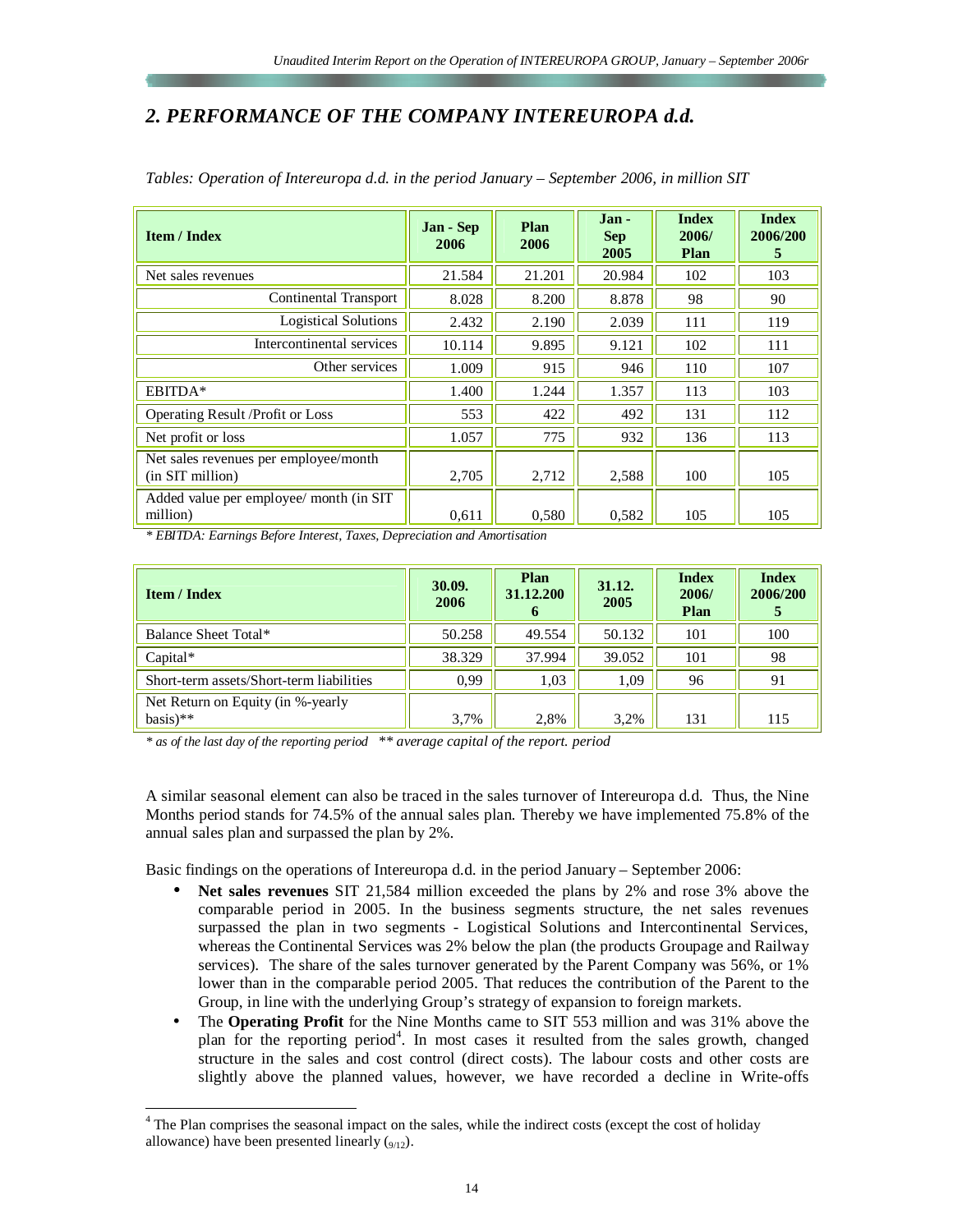## 2. PERFORMANCE OF THE COMPANY INTEREUROPA d.d.

*Tables: Operation of Intereuropa d.d. in the period January – September 2006, in million SIT*

| Item / Index | Jan - Sep 2006 | Plan 2006 | Jan - Sep 2005 | Index 2006/ Plan | Index 2006/2005 |
|---|---|---|---|---|---|
| Net sales revenues | 21.584 | 21.201 | 20.984 | 102 | 103 |
| Continental Transport | 8.028 | 8.200 | 8.878 | 98 | 90 |
| Logistical Solutions | 2.432 | 2.190 | 2.039 | 111 | 119 |
| Intercontinental services | 10.114 | 9.895 | 9.121 | 102 | 111 |
| Other services | 1.009 | 915 | 946 | 110 | 107 |
| EBITDA* | 1.400 | 1.244 | 1.357 | 113 | 103 |
| Operating Result /Profit or Loss | 553 | 422 | 492 | 131 | 112 |
| Net profit or loss | 1.057 | 775 | 932 | 136 | 113 |
| Net sales revenues per employee/month (in SIT million) | 2,705 | 2,712 | 2,588 | 100 | 105 |
| Added value per employee/ month (in SIT million) | 0,611 | 0,580 | 0,582 | 105 | 105 |

*\* EBITDA: Earnings Before Interest, Taxes, Depreciation and Amortisation*

| Item / Index | 30.09. 2006 | Plan 31.12.2006 | 31.12. 2005 | Index 2006/ Plan | Index 2006/2005 |
|---|---|---|---|---|---|
| Balance Sheet Total* | 50.258 | 49.554 | 50.132 | 101 | 100 |
| Capital* | 38.329 | 37.994 | 39.052 | 101 | 98 |
| Short-term assets/Short-term liabilities | 0,99 | 1,03 | 1,09 | 96 | 91 |
| Net Return on Equity (in %-yearly basis)** | 3,7% | 2,8% | 3,2% | 131 | 115 |

*\* as of the last day of the reporting period \*\* average capital of the report. period*

A similar seasonal element can also be traced in the sales turnover of Intereuropa d.d. Thus, the Nine Months period stands for 74.5% of the annual sales plan. Thereby we have implemented 75.8% of the annual sales plan and surpassed the plan by 2%.

Basic findings on the operations of Intereuropa d.d. in the period January – September 2006:

- **Net sales revenues** SIT 21,584 million exceeded the plans by 2% and rose 3% above the comparable period in 2005. In the business segments structure, the net sales revenues surpassed the plan in two segments - Logistical Solutions and Intercontinental Services, whereas the Continental Services was 2% below the plan (the products Groupage and Railway services). The share of the sales turnover generated by the Parent Company was 56%, or 1% lower than in the comparable period 2005. That reduces the contribution of the Parent to the Group, in line with the underlying Group's strategy of expansion to foreign markets.
- The **Operating Profit** for the Nine Months came to SIT 553 million and was 31% above the plan for the reporting period[4]. In most cases it resulted from the sales growth, changed structure in the sales and cost control (direct costs). The labour costs and other costs are slightly above the planned values, however, we have recorded a decline in Write-offs

[4] The Plan comprises the seasonal impact on the sales, while the indirect costs (except the cost of holiday allowance) have been presented linearly ($_{9/12}$).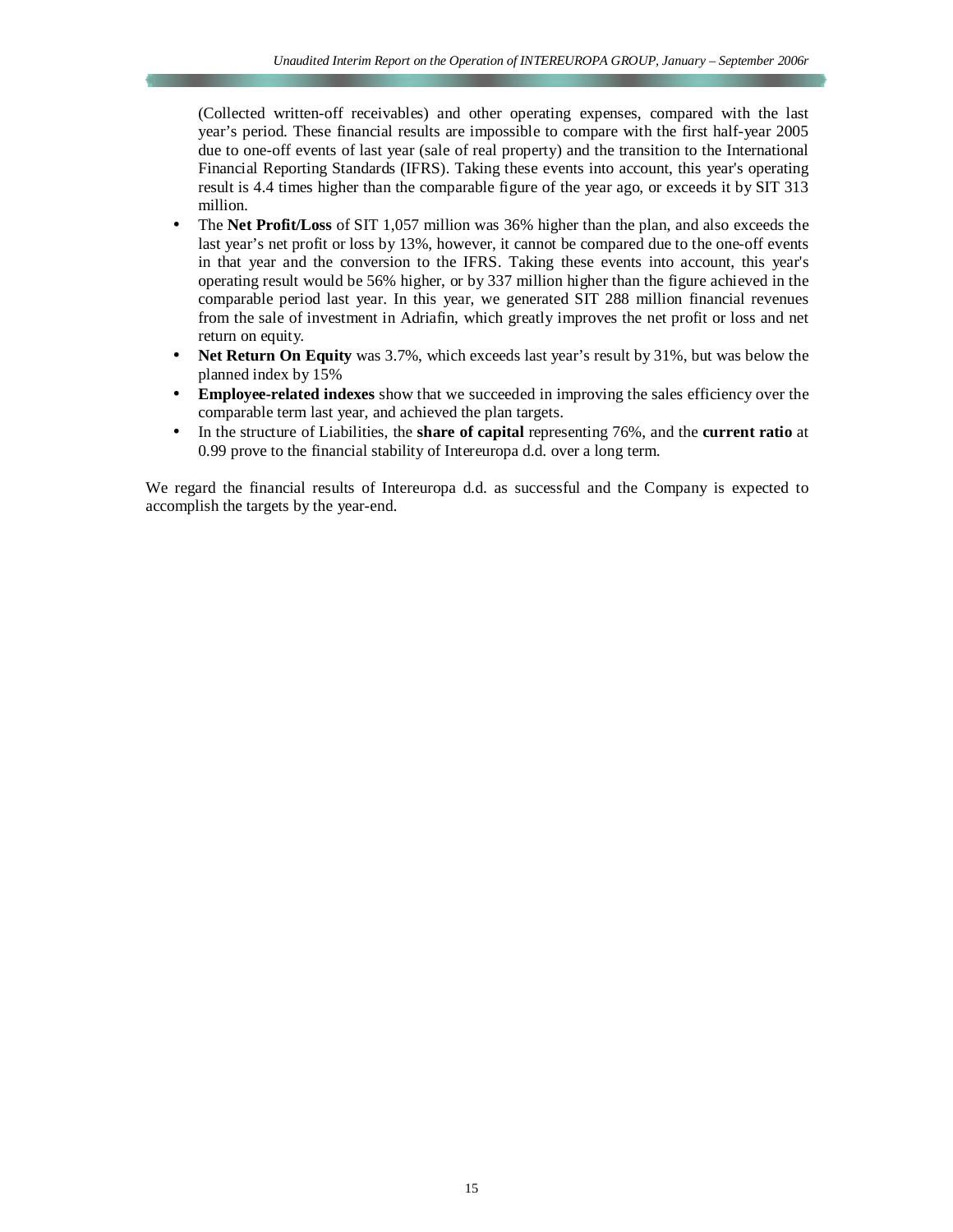(Collected written-off receivables) and other operating expenses, compared with the last year's period. These financial results are impossible to compare with the first half-year 2005 due to one-off events of last year (sale of real property) and the transition to the International Financial Reporting Standards (IFRS). Taking these events into account, this year's operating result is 4.4 times higher than the comparable figure of the year ago, or exceeds it by SIT 313 million.

- The **Net Profit/Loss** of SIT 1,057 million was 36% higher than the plan, and also exceeds the last year's net profit or loss by 13%, however, it cannot be compared due to the one-off events in that year and the conversion to the IFRS. Taking these events into account, this year's operating result would be 56% higher, or by 337 million higher than the figure achieved in the comparable period last year. In this year, we generated SIT 288 million financial revenues from the sale of investment in Adriafin, which greatly improves the net profit or loss and net return on equity.
- **Net Return On Equity** was 3.7%, which exceeds last year's result by 31%, but was below the planned index by 15%
- **Employee-related indexes** show that we succeeded in improving the sales efficiency over the comparable term last year, and achieved the plan targets.
- In the structure of Liabilities, the **share of capital** representing 76%, and the **current ratio** at 0.99 prove to the financial stability of Intereuropa d.d. over a long term.

We regard the financial results of Intereuropa d.d. as successful and the Company is expected to accomplish the targets by the year-end.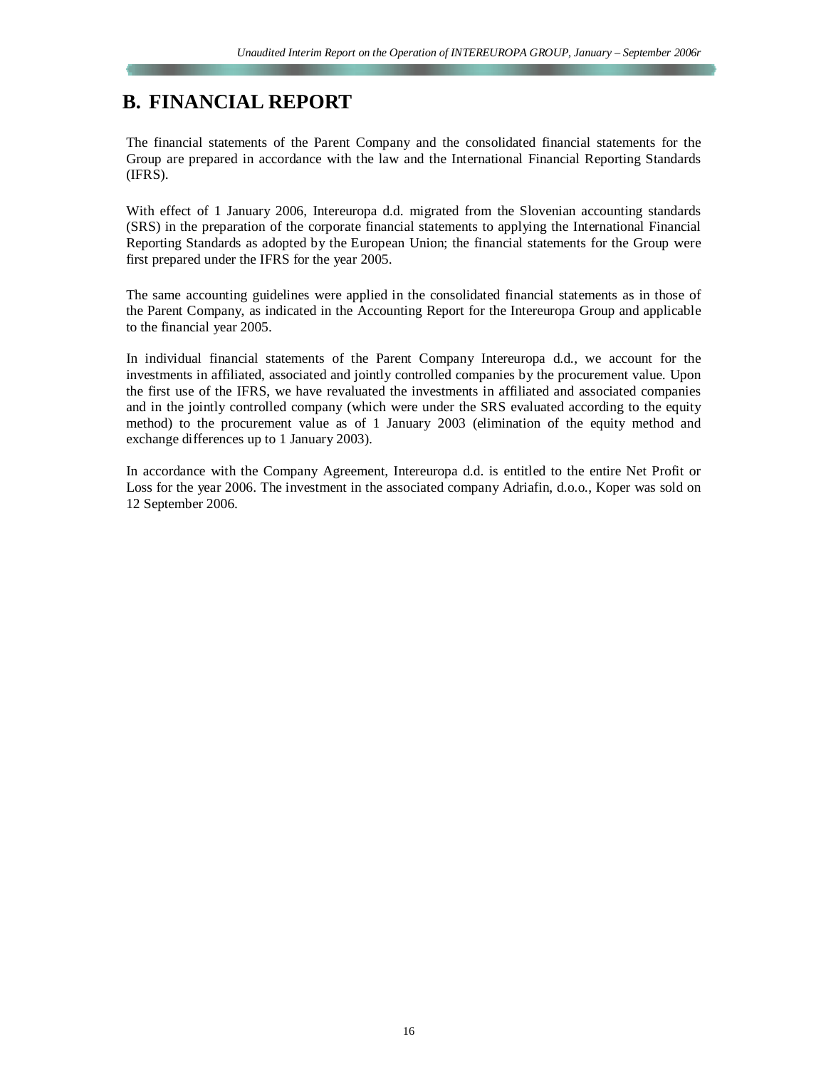# B. FINANCIAL REPORT

The financial statements of the Parent Company and the consolidated financial statements for the Group are prepared in accordance with the law and the International Financial Reporting Standards (IFRS).

With effect of 1 January 2006, Intereuropa d.d. migrated from the Slovenian accounting standards (SRS) in the preparation of the corporate financial statements to applying the International Financial Reporting Standards as adopted by the European Union; the financial statements for the Group were first prepared under the IFRS for the year 2005.

The same accounting guidelines were applied in the consolidated financial statements as in those of the Parent Company, as indicated in the Accounting Report for the Intereuropa Group and applicable to the financial year 2005.

In individual financial statements of the Parent Company Intereuropa d.d., we account for the investments in affiliated, associated and jointly controlled companies by the procurement value. Upon the first use of the IFRS, we have revaluated the investments in affiliated and associated companies and in the jointly controlled company (which were under the SRS evaluated according to the equity method) to the procurement value as of 1 January 2003 (elimination of the equity method and exchange differences up to 1 January 2003).

In accordance with the Company Agreement, Intereuropa d.d. is entitled to the entire Net Profit or Loss for the year 2006. The investment in the associated company Adriafin, d.o.o., Koper was sold on 12 September 2006.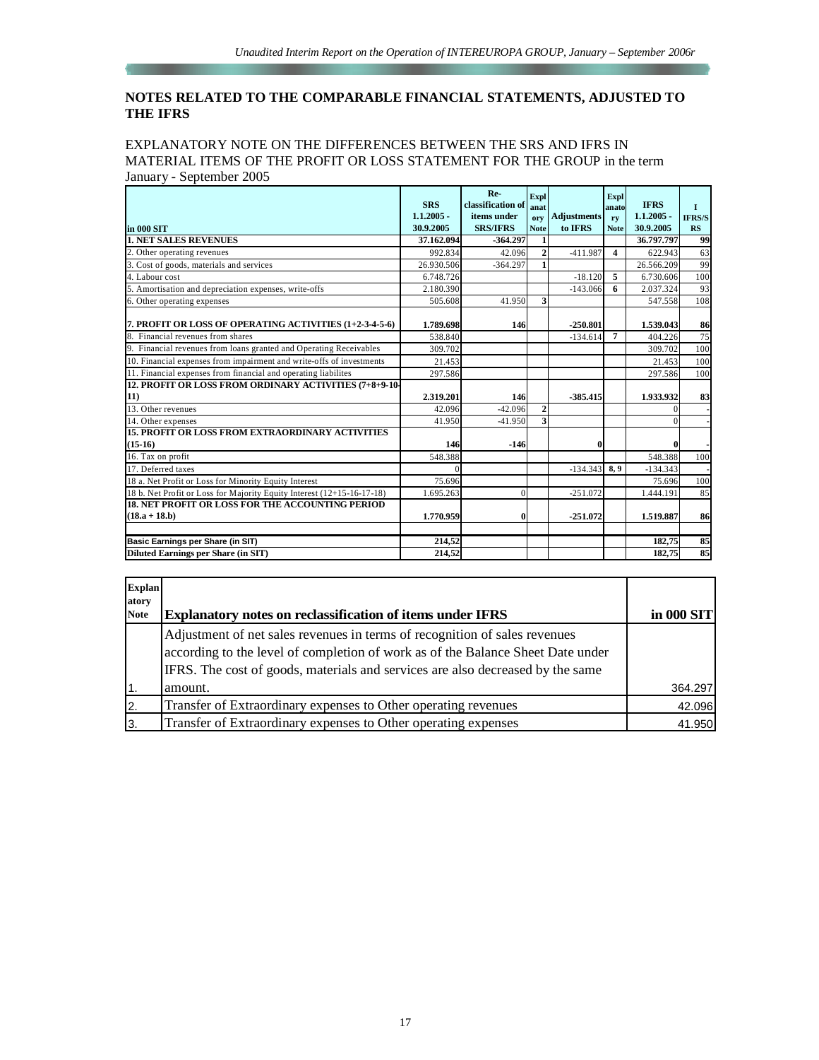## NOTES RELATED TO THE COMPARABLE FINANCIAL STATEMENTS, ADJUSTED TO THE IFRS

EXPLANATORY NOTE ON THE DIFFERENCES BETWEEN THE SRS AND IFRS IN MATERIAL ITEMS OF THE PROFIT OR LOSS STATEMENT FOR THE GROUP in the term January - September 2005

| in 000 SIT | SRS 1.1.2005 - 30.9.2005 | Re-classification of items under SRS/IFRS | Explanatory Note | Adjustments to IFRS | Explanatory Note | IFRS 1.1.2005 - 30.9.2005 | I IFRS/SRS |
|---|---|---|---|---|---|---|---|
| **1. NET SALES REVENUES** | **37.162.094** | **-364.297** | **1** | | | **36.797.797** | **99** |
| 2. Other operating revenues | 992.834 | 42.096 | 2 | -411.987 | 4 | 622.943 | 63 |
| 3. Cost of goods, materials and services | 26.930.506 | -364.297 | 1 | | | 26.566.209 | 99 |
| 4. Labour cost | 6.748.726 | | | -18.120 | 5 | 6.730.606 | 100 |
| 5. Amortisation and depreciation expenses, write-offs | 2.180.390 | | | -143.066 | 6 | 2.037.324 | 93 |
| 6. Other operating expenses | 505.608 | 41.950 | 3 | | | 547.558 | 108 |
| **7. PROFIT OR LOSS OF OPERATING ACTIVITIES (1+2-3-4-5-6)** | **1.789.698** | **146** | | **-250.801** | | **1.539.043** | **86** |
| 8. Financial revenues from shares | 538.840 | | | -134.614 | 7 | 404.226 | 75 |
| 9. Financial revenues from loans granted and Operating Receivables | 309.702 | | | | | 309.702 | 100 |
| 10. Financial expenses from impairment and write-offs of investments | 21.453 | | | | | 21.453 | 100 |
| 11. Financial expenses from financial and operating liabilites | 297.586 | | | | | 297.586 | 100 |
| **12. PROFIT OR LOSS FROM ORDINARY ACTIVITIES (7+8+9-10-11)** | **2.319.201** | **146** | | **-385.415** | | **1.933.932** | **83** |
| 13. Other revenues | 42.096 | -42.096 | 2 | | | 0 | - |
| 14. Other expenses | 41.950 | -41.950 | 3 | | | 0 | - |
| **15. PROFIT OR LOSS FROM EXTRAORDINARY ACTIVITIES (15-16)** | **146** | **-146** | | **0** | | **0** | **-** |
| 16. Tax on profit | 548.388 | | | | | 548.388 | 100 |
| 17. Deferred taxes | 0 | | | -134.343 | 8, 9 | -134.343 | - |
| 18 a. Net Profit or Loss for Minority Equity Interest | 75.696 | | | | | 75.696 | 100 |
| 18 b. Net Profit or Loss for Majority Equity Interest (12+15-16-17-18) | 1.695.263 | 0 | | -251.072 | | 1.444.191 | 85 |
| **18. NET PROFIT OR LOSS FOR THE ACCOUNTING PERIOD (18.a + 18.b)** | **1.770.959** | **0** | | **-251.072** | | **1.519.887** | **86** |
| | | | | | | | |
| **Basic Earnings per Share (in SIT)** | **214,52** | | | | | **182,75** | **85** |
| **Diluted Earnings per Share (in SIT)** | **214,52** | | | | | **182,75** | **85** |

| Explanatory Note | Explanatory notes on reclassification of items under IFRS | in 000 SIT |
|---|---|---|
| 1. | Adjustment of net sales revenues in terms of recognition of sales revenues according to the level of completion of work as of the Balance Sheet Date under IFRS. The cost of goods, materials and services are also decreased by the same amount. | 364.297 |
| 2. | Transfer of Extraordinary expenses to Other operating revenues | 42.096 |
| 3. | Transfer of Extraordinary expenses to Other operating expenses | 41.950 |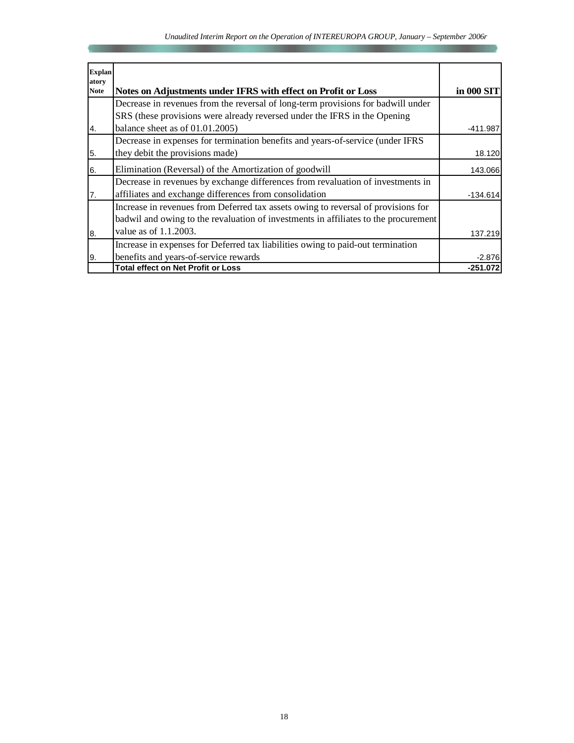| Explanatory Note | Notes on Adjustments under IFRS with effect on Profit or Loss | in 000 SIT |
|---|---|---|
| 4. | Decrease in revenues from the reversal of long-term provisions for badwill under SRS (these provisions were already reversed under the IFRS in the Opening balance sheet as of 01.01.2005) | -411.987 |
| 5. | Decrease in expenses for termination benefits and years-of-service (under IFRS they debit the provisions made) | 18.120 |
| 6. | Elimination (Reversal) of the Amortization of goodwill | 143.066 |
| 7. | Decrease in revenues by exchange differences from revaluation of investments in affiliates and exchange differences from consolidation | -134.614 |
| 8. | Increase in revenues from Deferred tax assets owing to reversal of provisions for badwil and owing to the revaluation of investments in affiliates to the procurement value as of 1.1.2003. | 137.219 |
| 9. | Increase in expenses for Deferred tax liabilities owing to paid-out termination benefits and years-of-service rewards | -2.876 |
| | **Total effect on Net Profit or Loss** | **-251.072** |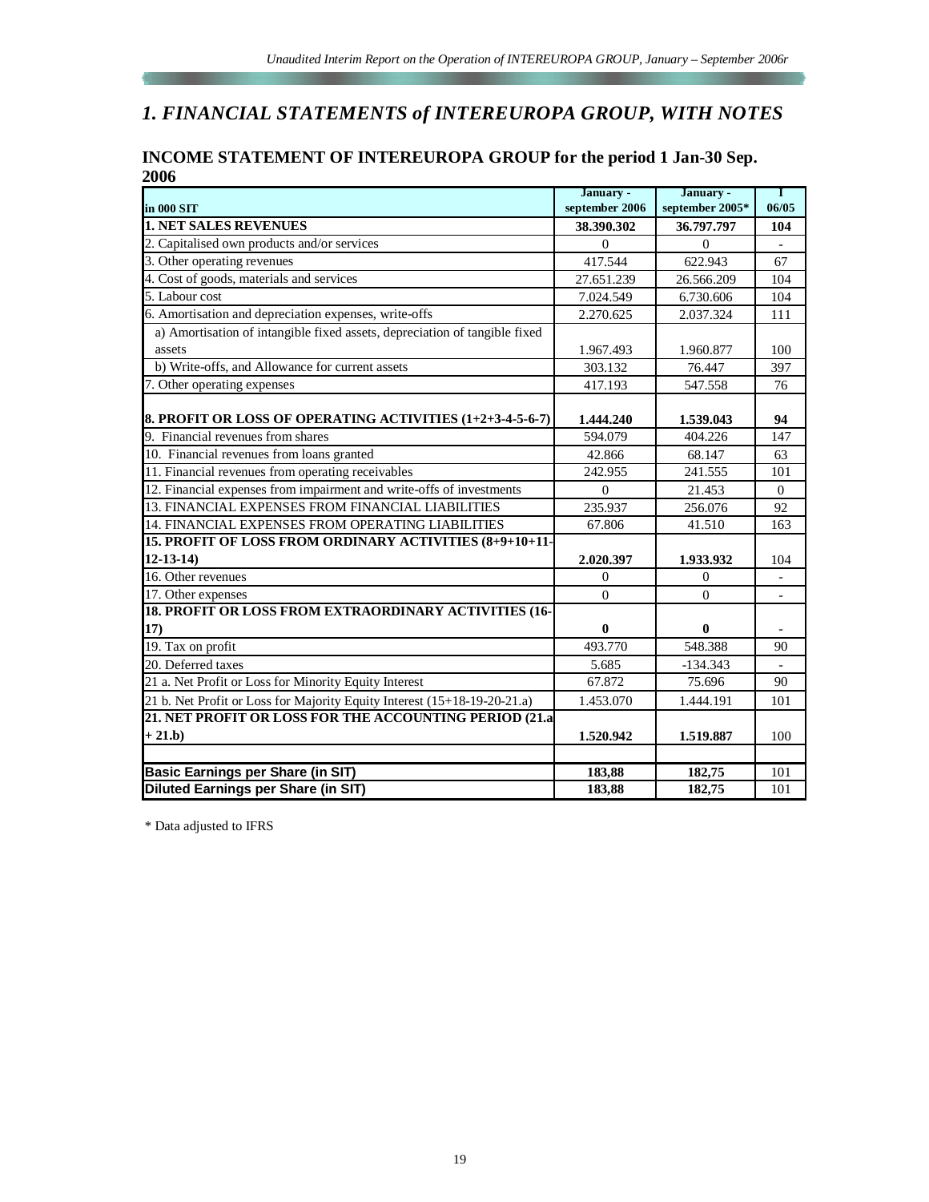# 1. FINANCIAL STATEMENTS of INTEREUROPA GROUP, WITH NOTES

## INCOME STATEMENT OF INTEREUROPA GROUP for the period 1 Jan-30 Sep. 2006

| in 000 SIT | January - september 2006 | January - september 2005* | I 06/05 |
|---|---|---|---|
| **1. NET SALES REVENUES** | **38.390.302** | **36.797.797** | **104** |
| 2. Capitalised own products and/or services | 0 | 0 | - |
| 3. Other operating revenues | 417.544 | 622.943 | 67 |
| 4. Cost of goods, materials and services | 27.651.239 | 26.566.209 | 104 |
| 5. Labour cost | 7.024.549 | 6.730.606 | 104 |
| 6. Amortisation and depreciation expenses, write-offs | 2.270.625 | 2.037.324 | 111 |
| a) Amortisation of intangible fixed assets, depreciation of tangible fixed assets | 1.967.493 | 1.960.877 | 100 |
| b) Write-offs, and Allowance for current assets | 303.132 | 76.447 | 397 |
| 7. Other operating expenses | 417.193 | 547.558 | 76 |
| **8. PROFIT OR LOSS OF OPERATING ACTIVITIES (1+2+3-4-5-6-7)** | **1.444.240** | **1.539.043** | **94** |
| 9. Financial revenues from shares | 594.079 | 404.226 | 147 |
| 10. Financial revenues from loans granted | 42.866 | 68.147 | 63 |
| 11. Financial revenues from operating receivables | 242.955 | 241.555 | 101 |
| 12. Financial expenses from impairment and write-offs of investments | 0 | 21.453 | 0 |
| 13. FINANCIAL EXPENSES FROM FINANCIAL LIABILITIES | 235.937 | 256.076 | 92 |
| 14. FINANCIAL EXPENSES FROM OPERATING LIABILITIES | 67.806 | 41.510 | 163 |
| **15. PROFIT OF LOSS FROM ORDINARY ACTIVITIES (8+9+10+11-12-13-14)** | **2.020.397** | **1.933.932** | 104 |
| 16. Other revenues | 0 | 0 | - |
| 17. Other expenses | 0 | 0 | - |
| **18. PROFIT OR LOSS FROM EXTRAORDINARY ACTIVITIES (16-17)** | **0** | **0** | - |
| 19. Tax on profit | 493.770 | 548.388 | 90 |
| 20. Deferred taxes | 5.685 | -134.343 | - |
| 21 a. Net Profit or Loss for Minority Equity Interest | 67.872 | 75.696 | 90 |
| 21 b. Net Profit or Loss for Majority Equity Interest (15+18-19-20-21.a) | 1.453.070 | 1.444.191 | 101 |
| **21. NET PROFIT OR LOSS FOR THE ACCOUNTING PERIOD (21.a + 21.b)** | **1.520.942** | **1.519.887** | 100 |
| | | | |
| **Basic Earnings per Share (in SIT)** | **183,88** | **182,75** | 101 |
| **Diluted Earnings per Share (in SIT)** | **183,88** | **182,75** | 101 |

\* Data adjusted to IFRS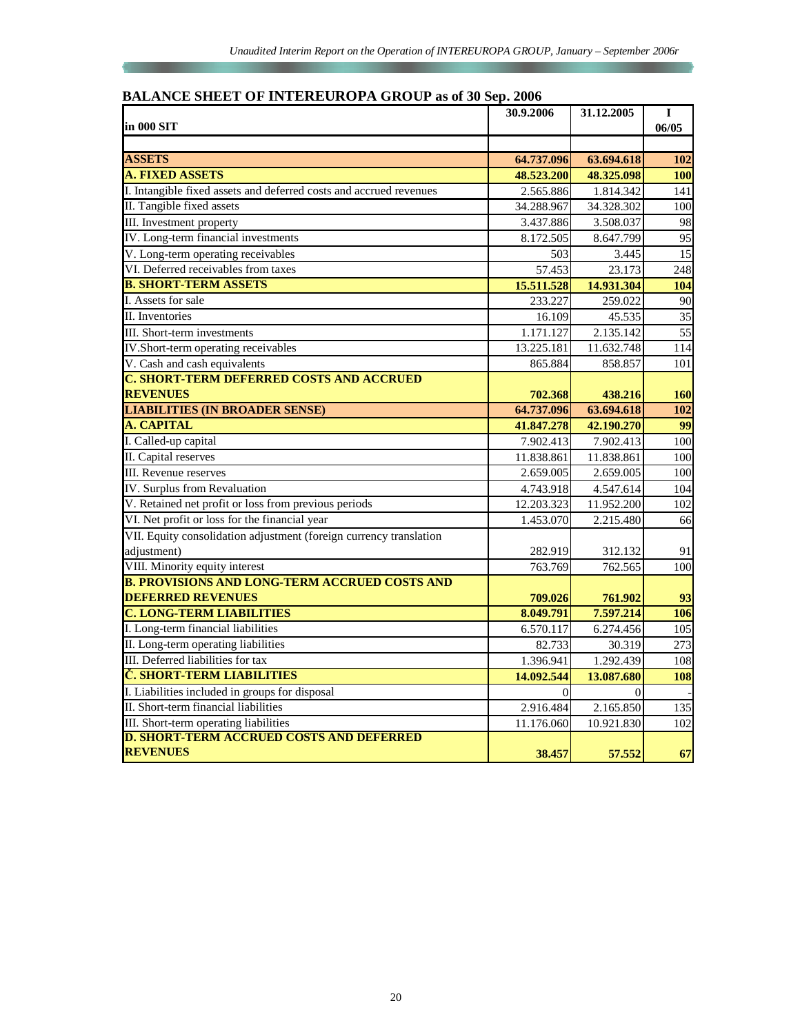## BALANCE SHEET OF INTEREUROPA GROUP as of 30 Sep. 2006

| in 000 SIT | 30.9.2006 | 31.12.2005 | I 06/05 |
|---|---|---|---|
| | | | |
| **ASSETS** | **64.737.096** | **63.694.618** | **102** |
| **A. FIXED ASSETS** | **48.523.200** | **48.325.098** | **100** |
| I. Intangible fixed assets and deferred costs and accrued revenues | 2.565.886 | 1.814.342 | 141 |
| II. Tangible fixed assets | 34.288.967 | 34.328.302 | 100 |
| III. Investment property | 3.437.886 | 3.508.037 | 98 |
| IV. Long-term financial investments | 8.172.505 | 8.647.799 | 95 |
| V. Long-term operating receivables | 503 | 3.445 | 15 |
| VI. Deferred receivables from taxes | 57.453 | 23.173 | 248 |
| **B. SHORT-TERM ASSETS** | **15.511.528** | **14.931.304** | **104** |
| I. Assets for sale | 233.227 | 259.022 | 90 |
| II. Inventories | 16.109 | 45.535 | 35 |
| III. Short-term investments | 1.171.127 | 2.135.142 | 55 |
| IV.Short-term operating receivables | 13.225.181 | 11.632.748 | 114 |
| V. Cash and cash equivalents | 865.884 | 858.857 | 101 |
| **C. SHORT-TERM DEFERRED COSTS AND ACCRUED REVENUES** | **702.368** | **438.216** | **160** |
| **LIABILITIES (IN BROADER SENSE)** | **64.737.096** | **63.694.618** | **102** |
| **A. CAPITAL** | **41.847.278** | **42.190.270** | **99** |
| I. Called-up capital | 7.902.413 | 7.902.413 | 100 |
| II. Capital reserves | 11.838.861 | 11.838.861 | 100 |
| III. Revenue reserves | 2.659.005 | 2.659.005 | 100 |
| IV. Surplus from Revaluation | 4.743.918 | 4.547.614 | 104 |
| V. Retained net profit or loss from previous periods | 12.203.323 | 11.952.200 | 102 |
| VI. Net profit or loss for the financial year | 1.453.070 | 2.215.480 | 66 |
| VII. Equity consolidation adjustment (foreign currency translation adjustment) | 282.919 | 312.132 | 91 |
| VIII. Minority equity interest | 763.769 | 762.565 | 100 |
| **B. PROVISIONS AND LONG-TERM ACCRUED COSTS AND DEFERRED REVENUES** | **709.026** | **761.902** | **93** |
| **C. LONG-TERM LIABILITIES** | **8.049.791** | **7.597.214** | **106** |
| I. Long-term financial liabilities | 6.570.117 | 6.274.456 | 105 |
| II. Long-term operating liabilities | 82.733 | 30.319 | 273 |
| III. Deferred liabilities for tax | 1.396.941 | 1.292.439 | 108 |
| **Č. SHORT-TERM LIABILITIES** | **14.092.544** | **13.087.680** | **108** |
| I. Liabilities included in groups for disposal | 0 | 0 | - |
| II. Short-term financial liabilities | 2.916.484 | 2.165.850 | 135 |
| III. Short-term operating liabilities | 11.176.060 | 10.921.830 | 102 |
| **D. SHORT-TERM ACCRUED COSTS AND DEFERRED REVENUES** | **38.457** | **57.552** | **67** |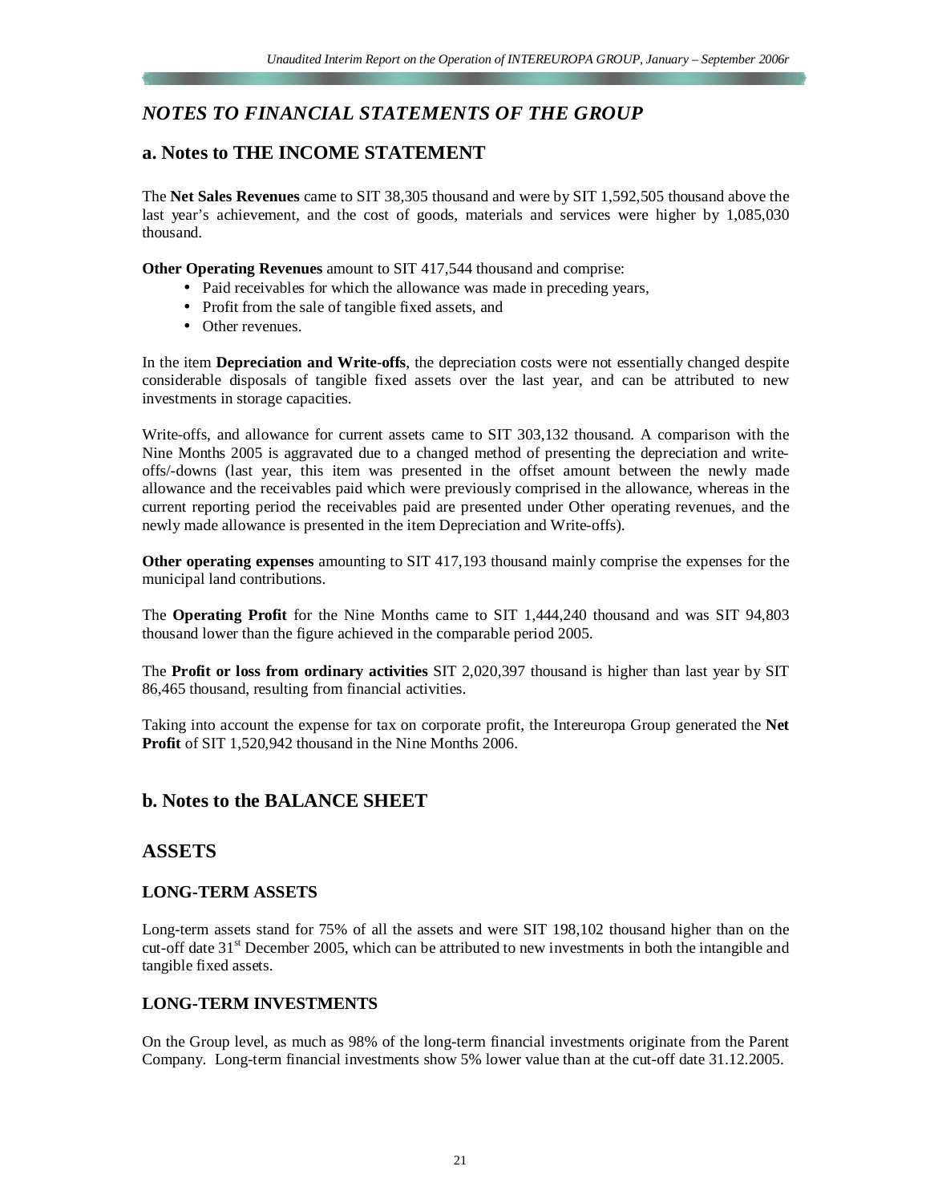## NOTES TO FINANCIAL STATEMENTS OF THE GROUP

### a. Notes to THE INCOME STATEMENT

The **Net Sales Revenues** came to SIT 38,305 thousand and were by SIT 1,592,505 thousand above the last year's achievement, and the cost of goods, materials and services were higher by 1,085,030 thousand.

**Other Operating Revenues** amount to SIT 417,544 thousand and comprise:

- Paid receivables for which the allowance was made in preceding years,
- Profit from the sale of tangible fixed assets, and
- Other revenues.

In the item **Depreciation and Write-offs**, the depreciation costs were not essentially changed despite considerable disposals of tangible fixed assets over the last year, and can be attributed to new investments in storage capacities.

Write-offs, and allowance for current assets came to SIT 303,132 thousand. A comparison with the Nine Months 2005 is aggravated due to a changed method of presenting the depreciation and write-offs/-downs (last year, this item was presented in the offset amount between the newly made allowance and the receivables paid which were previously comprised in the allowance, whereas in the current reporting period the receivables paid are presented under Other operating revenues, and the newly made allowance is presented in the item Depreciation and Write-offs).

**Other operating expenses** amounting to SIT 417,193 thousand mainly comprise the expenses for the municipal land contributions.

The **Operating Profit** for the Nine Months came to SIT 1,444,240 thousand and was SIT 94,803 thousand lower than the figure achieved in the comparable period 2005.

The **Profit or loss from ordinary activities** SIT 2,020,397 thousand is higher than last year by SIT 86,465 thousand, resulting from financial activities.

Taking into account the expense for tax on corporate profit, the Intereuropa Group generated the **Net Profit** of SIT 1,520,942 thousand in the Nine Months 2006.

### b. Notes to the BALANCE SHEET

### ASSETS

#### LONG-TERM ASSETS

Long-term assets stand for 75% of all the assets and were SIT 198,102 thousand higher than on the cut-off date 31st December 2005, which can be attributed to new investments in both the intangible and tangible fixed assets.

#### LONG-TERM INVESTMENTS

On the Group level, as much as 98% of the long-term financial investments originate from the Parent Company. Long-term financial investments show 5% lower value than at the cut-off date 31.12.2005.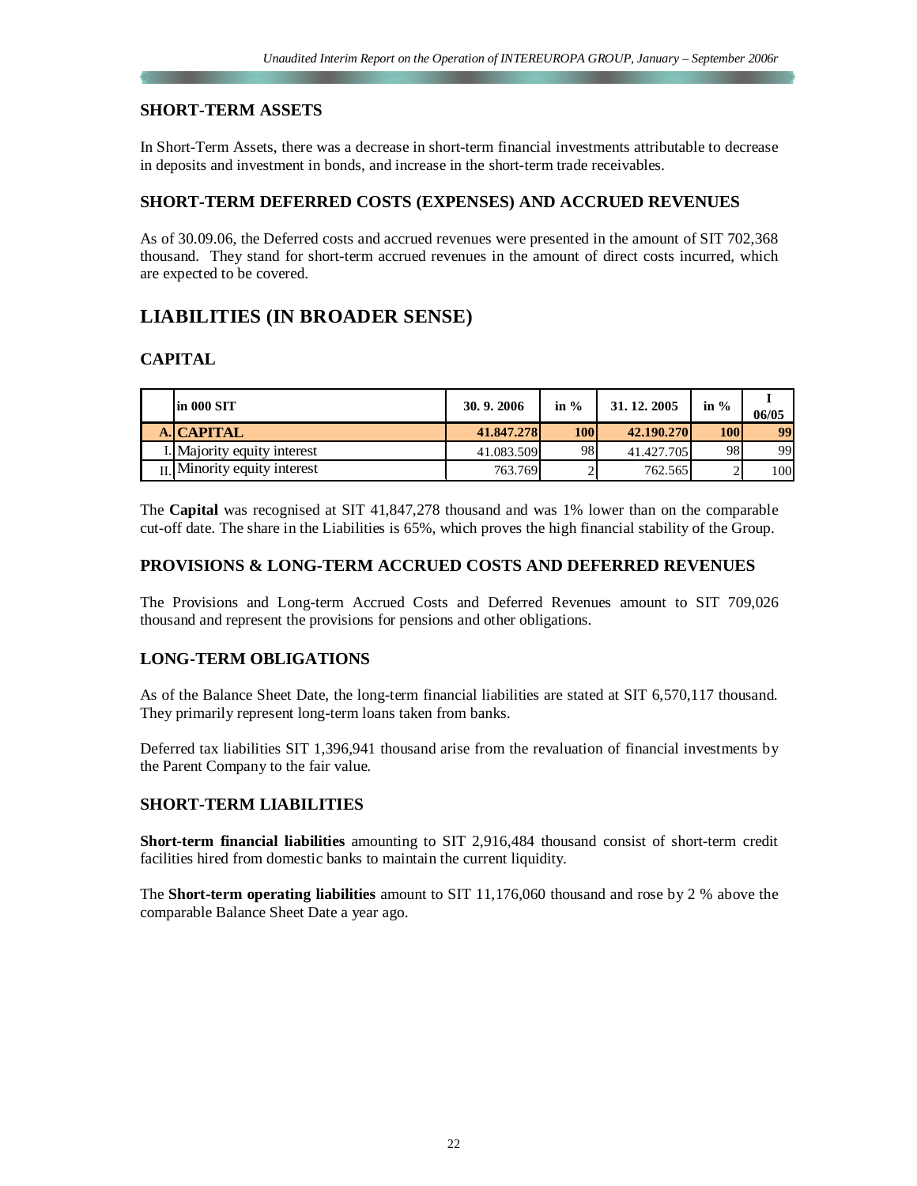## SHORT-TERM ASSETS

In Short-Term Assets, there was a decrease in short-term financial investments attributable to decrease in deposits and investment in bonds, and increase in the short-term trade receivables.

## SHORT-TERM DEFERRED COSTS (EXPENSES) AND ACCRUED REVENUES

As of 30.09.06, the Deferred costs and accrued revenues were presented in the amount of SIT 702,368 thousand. They stand for short-term accrued revenues in the amount of direct costs incurred, which are expected to be covered.

# LIABILITIES (IN BROADER SENSE)

## CAPITAL

| | in 000 SIT | 30. 9. 2006 | in % | 31. 12. 2005 | in % | I 06/05 |
|---|---|---|---|---|---|---|
| **A.** | **CAPITAL** | **41.847.278** | **100** | **42.190.270** | **100** | **99** |
| I. | Majority equity interest | 41.083.509 | 98 | 41.427.705 | 98 | 99 |
| II. | Minority equity interest | 763.769 | 2 | 762.565 | 2 | 100 |

The **Capital** was recognised at SIT 41,847,278 thousand and was 1% lower than on the comparable cut-off date. The share in the Liabilities is 65%, which proves the high financial stability of the Group.

## PROVISIONS & LONG-TERM ACCRUED COSTS AND DEFERRED REVENUES

The Provisions and Long-term Accrued Costs and Deferred Revenues amount to SIT 709,026 thousand and represent the provisions for pensions and other obligations.

## LONG-TERM OBLIGATIONS

As of the Balance Sheet Date, the long-term financial liabilities are stated at SIT 6,570,117 thousand. They primarily represent long-term loans taken from banks.

Deferred tax liabilities SIT 1,396,941 thousand arise from the revaluation of financial investments by the Parent Company to the fair value.

## SHORT-TERM LIABILITIES

**Short-term financial liabilities** amounting to SIT 2,916,484 thousand consist of short-term credit facilities hired from domestic banks to maintain the current liquidity.

The **Short-term operating liabilities** amount to SIT 11,176,060 thousand and rose by 2 % above the comparable Balance Sheet Date a year ago.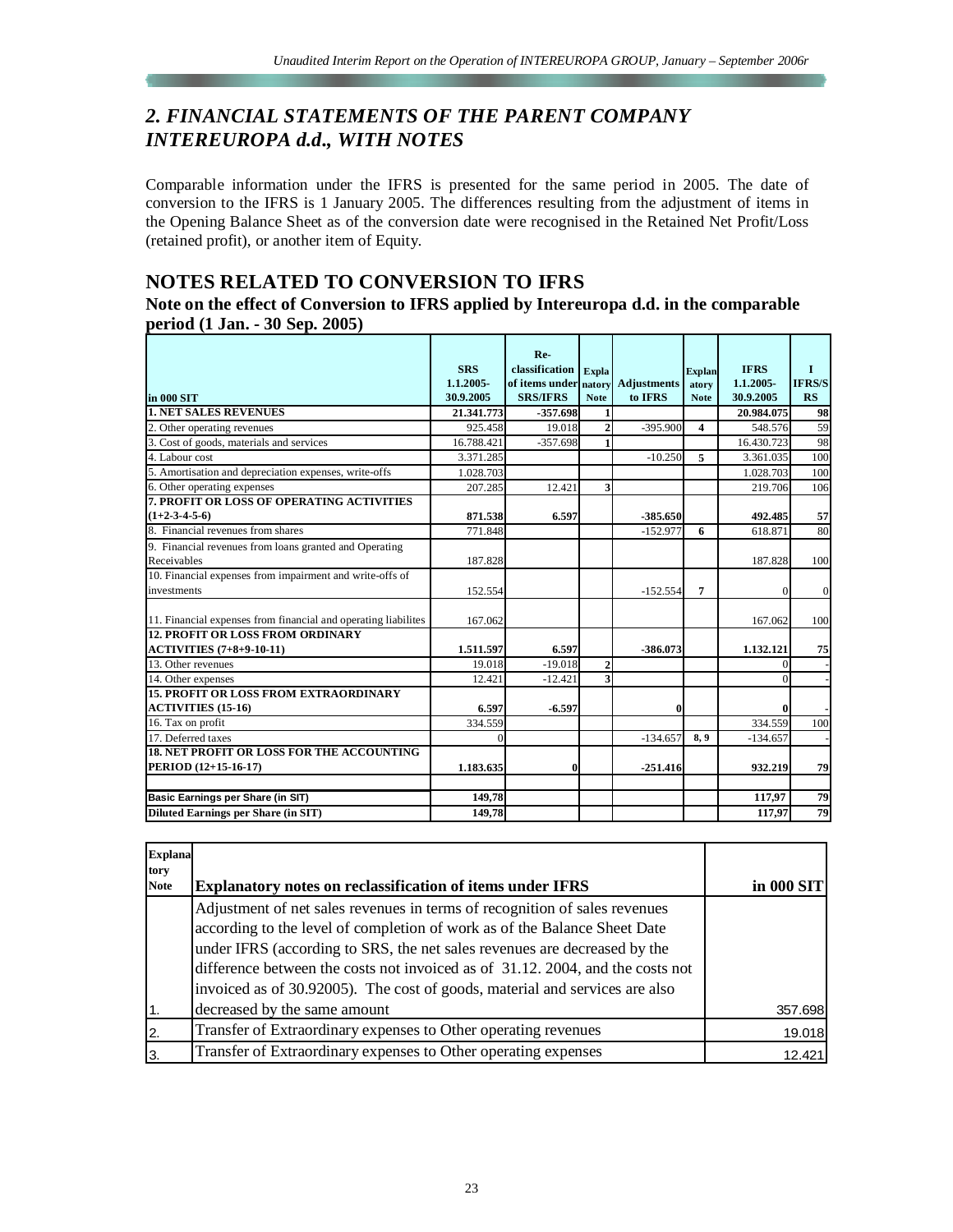## *2. FINANCIAL STATEMENTS OF THE PARENT COMPANY INTEREUROPA d.d., WITH NOTES*

Comparable information under the IFRS is presented for the same period in 2005. The date of conversion to the IFRS is 1 January 2005. The differences resulting from the adjustment of items in the Opening Balance Sheet as of the conversion date were recognised in the Retained Net Profit/Loss (retained profit), or another item of Equity.

## NOTES RELATED TO CONVERSION TO IFRS

### Note on the effect of Conversion to IFRS applied by Intereuropa d.d. in the comparable period (1 Jan. - 30 Sep. 2005)

| in 000 SIT | SRS 1.1.2005-30.9.2005 | Re-classification of items under SRS/IFRS | Explanatory Note | Adjustments to IFRS | Explanatory Note | IFRS 1.1.2005-30.9.2005 | I IFRS/SRS |
|---|---|---|---|---|---|---|---|
| **1. NET SALES REVENUES** | **21.341.773** | **-357.698** | **1** | | | **20.984.075** | **98** |
| 2. Other operating revenues | 925.458 | 19.018 | **2** | -395.900 | **4** | 548.576 | 59 |
| 3. Cost of goods, materials and services | 16.788.421 | -357.698 | **1** | | | 16.430.723 | 98 |
| 4. Labour cost | 3.371.285 | | | -10.250 | **5** | 3.361.035 | 100 |
| 5. Amortisation and depreciation expenses, write-offs | 1.028.703 | | | | | 1.028.703 | 100 |
| 6. Other operating expenses | 207.285 | 12.421 | **3** | | | 219.706 | 106 |
| **7. PROFIT OR LOSS OF OPERATING ACTIVITIES (1+2-3-4-5-6)** | **871.538** | **6.597** | | **-385.650** | | **492.485** | **57** |
| 8. Financial revenues from shares | 771.848 | | | -152.977 | **6** | 618.871 | 80 |
| 9. Financial revenues from loans granted and Operating Receivables | 187.828 | | | | | 187.828 | 100 |
| 10. Financial expenses from impairment and write-offs of investments | 152.554 | | | -152.554 | **7** | 0 | 0 |
| 11. Financial expenses from financial and operating liabilites | 167.062 | | | | | 167.062 | 100 |
| **12. PROFIT OR LOSS FROM ORDINARY ACTIVITIES (7+8+9-10-11)** | **1.511.597** | **6.597** | | **-386.073** | | **1.132.121** | **75** |
| 13. Other revenues | 19.018 | -19.018 | **2** | | | 0 | - |
| 14. Other expenses | 12.421 | -12.421 | **3** | | | 0 | - |
| **15. PROFIT OR LOSS FROM EXTRAORDINARY ACTIVITIES (15-16)** | **6.597** | **-6.597** | | **0** | | **0** | - |
| 16. Tax on profit | 334.559 | | | | | 334.559 | 100 |
| 17. Deferred taxes | 0 | | | -134.657 | **8, 9** | -134.657 | - |
| **18. NET PROFIT OR LOSS FOR THE ACCOUNTING PERIOD (12+15-16-17)** | **1.183.635** | **0** | | **-251.416** | | **932.219** | **79** |
| | | | | | | | |
| **Basic Earnings per Share (in SIT)** | **149,78** | | | | | **117,97** | **79** |
| **Diluted Earnings per Share (in SIT)** | **149,78** | | | | | **117,97** | **79** |

| Explanatory Note | Explanatory notes on reclassification of items under IFRS | in 000 SIT |
|---|---|---|
| 1. | Adjustment of net sales revenues in terms of recognition of sales revenues according to the level of completion of work as of the Balance Sheet Date under IFRS (according to SRS, the net sales revenues are decreased by the difference between the costs not invoiced as of 31.12. 2004, and the costs not invoiced as of 30.92005). The cost of goods, material and services are also decreased by the same amount | 357.698 |
| 2. | Transfer of Extraordinary expenses to Other operating revenues | 19.018 |
| 3. | Transfer of Extraordinary expenses to Other operating expenses | 12.421 |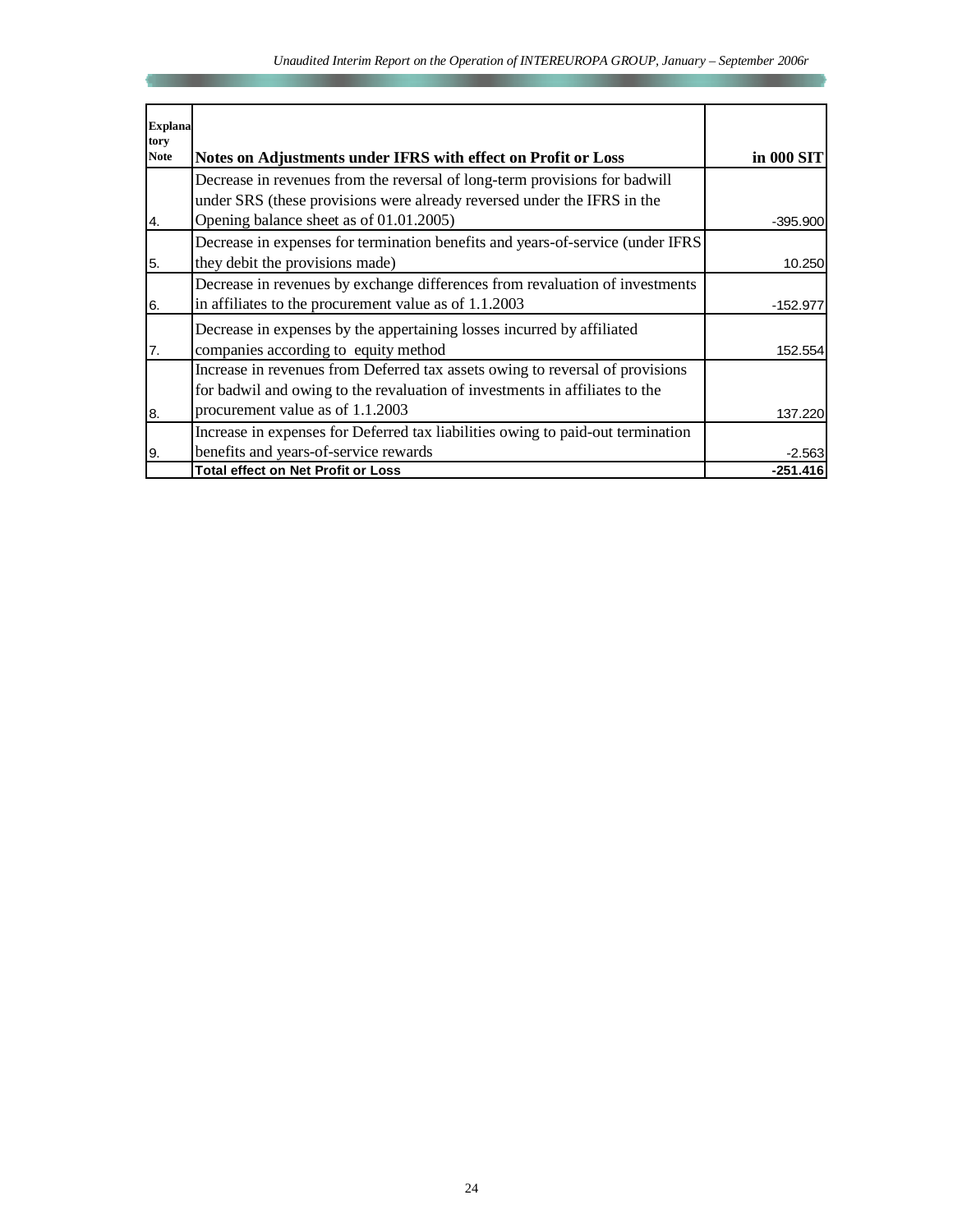| Explanatory Note | Notes on Adjustments under IFRS with effect on Profit or Loss | in 000 SIT |
|---|---|---|
| 4. | Decrease in revenues from the reversal of long-term provisions for badwill under SRS (these provisions were already reversed under the IFRS in the Opening balance sheet as of 01.01.2005) | -395.900 |
| 5. | Decrease in expenses for termination benefits and years-of-service (under IFRS they debit the provisions made) | 10.250 |
| 6. | Decrease in revenues by exchange differences from revaluation of investments in affiliates to the procurement value as of 1.1.2003 | -152.977 |
| 7. | Decrease in expenses by the appertaining losses incurred by affiliated companies according to equity method | 152.554 |
| 8. | Increase in revenues from Deferred tax assets owing to reversal of provisions for badwil and owing to the revaluation of investments in affiliates to the procurement value as of 1.1.2003 | 137.220 |
| 9. | Increase in expenses for Deferred tax liabilities owing to paid-out termination benefits and years-of-service rewards | -2.563 |
| | **Total effect on Net Profit or Loss** | **-251.416** |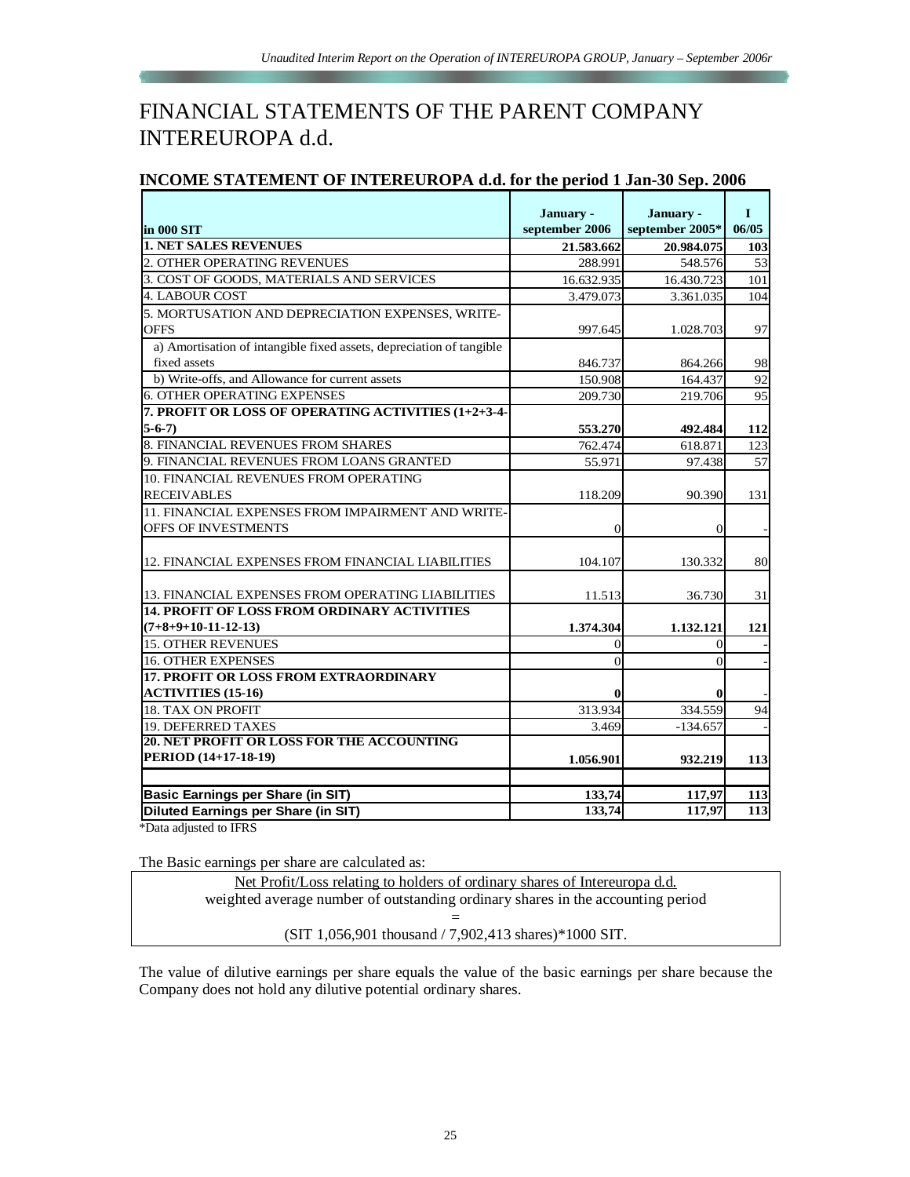# FINANCIAL STATEMENTS OF THE PARENT COMPANY INTEREUROPA d.d.

## INCOME STATEMENT OF INTEREUROPA d.d. for the period 1 Jan-30 Sep. 2006

| in 000 SIT | January - september 2006 | January - september 2005* | I 06/05 |
|---|---|---|---|
| **1. NET SALES REVENUES** | **21.583.662** | **20.984.075** | **103** |
| 2. OTHER OPERATING REVENUES | 288.991 | 548.576 | 53 |
| 3. COST OF GOODS, MATERIALS AND SERVICES | 16.632.935 | 16.430.723 | 101 |
| 4. LABOUR COST | 3.479.073 | 3.361.035 | 104 |
| 5. MORTUSATION AND DEPRECIATION EXPENSES, WRITE-OFFS | 997.645 | 1.028.703 | 97 |
| a) Amortisation of intangible fixed assets, depreciation of tangible fixed assets | 846.737 | 864.266 | 98 |
| b) Write-offs, and Allowance for current assets | 150.908 | 164.437 | 92 |
| 6. OTHER OPERATING EXPENSES | 209.730 | 219.706 | 95 |
| **7. PROFIT OR LOSS OF OPERATING ACTIVITIES (1+2+3-4-5-6-7)** | **553.270** | **492.484** | **112** |
| 8. FINANCIAL REVENUES FROM SHARES | 762.474 | 618.871 | 123 |
| 9. FINANCIAL REVENUES FROM LOANS GRANTED | 55.971 | 97.438 | 57 |
| 10. FINANCIAL REVENUES FROM OPERATING RECEIVABLES | 118.209 | 90.390 | 131 |
| 11. FINANCIAL EXPENSES FROM IMPAIRMENT AND WRITE-OFFS OF INVESTMENTS | 0 | 0 | - |
| 12. FINANCIAL EXPENSES FROM FINANCIAL LIABILITIES | 104.107 | 130.332 | 80 |
| 13. FINANCIAL EXPENSES FROM OPERATING LIABILITIES | 11.513 | 36.730 | 31 |
| **14. PROFIT OF LOSS FROM ORDINARY ACTIVITIES (7+8+9+10-11-12-13)** | **1.374.304** | **1.132.121** | **121** |
| 15. OTHER REVENUES | 0 | 0 | - |
| 16. OTHER EXPENSES | 0 | 0 | - |
| **17. PROFIT OR LOSS FROM EXTRAORDINARY ACTIVITIES (15-16)** | **0** | **0** | - |
| 18. TAX ON PROFIT | 313.934 | 334.559 | 94 |
| 19. DEFERRED TAXES | 3.469 | -134.657 | - |
| **20. NET PROFIT OR LOSS FOR THE ACCOUNTING PERIOD (14+17-18-19)** | **1.056.901** | **932.219** | **113** |
| | | | |
| **Basic Earnings per Share (in SIT)** | **133,74** | **117,97** | **113** |
| **Diluted Earnings per Share (in SIT)** | **133,74** | **117,97** | **113** |

*Data adjusted to IFRS

The Basic earnings per share are calculated as:

$$\frac{\text{Net Profit/Loss relating to holders of ordinary shares of Intereuropa d.d.}}{\text{weighted average number of outstanding ordinary shares in the accounting period}}$$

=

(SIT 1,056,901 thousand / 7,902,413 shares)*1000 SIT.

The value of dilutive earnings per share equals the value of the basic earnings per share because the Company does not hold any dilutive potential ordinary shares.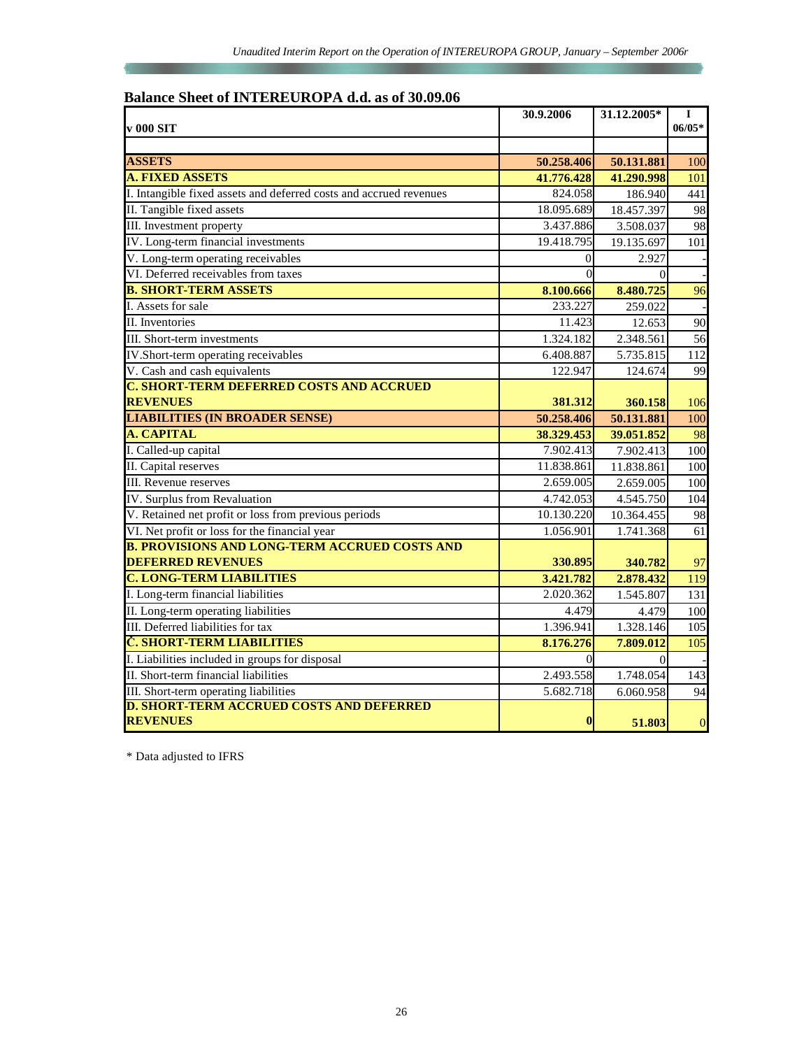## Balance Sheet of INTEREUROPA d.d. as of 30.09.06

| v 000 SIT | 30.9.2006 | 31.12.2005* | I 06/05* |
|---|---|---|---|
| | | | |
| **ASSETS** | **50.258.406** | **50.131.881** | 100 |
| **A. FIXED ASSETS** | **41.776.428** | **41.290.998** | 101 |
| I. Intangible fixed assets and deferred costs and accrued revenues | 824.058 | 186.940 | 441 |
| II. Tangible fixed assets | 18.095.689 | 18.457.397 | 98 |
| III. Investment property | 3.437.886 | 3.508.037 | 98 |
| IV. Long-term financial investments | 19.418.795 | 19.135.697 | 101 |
| V. Long-term operating receivables | 0 | 2.927 | - |
| VI. Deferred receivables from taxes | 0 | 0 | - |
| **B. SHORT-TERM ASSETS** | **8.100.666** | **8.480.725** | 96 |
| I. Assets for sale | 233.227 | 259.022 | - |
| II. Inventories | 11.423 | 12.653 | 90 |
| III. Short-term investments | 1.324.182 | 2.348.561 | 56 |
| IV.Short-term operating receivables | 6.408.887 | 5.735.815 | 112 |
| V. Cash and cash equivalents | 122.947 | 124.674 | 99 |
| **C. SHORT-TERM DEFERRED COSTS AND ACCRUED REVENUES** | **381.312** | **360.158** | 106 |
| **LIABILITIES (IN BROADER SENSE)** | **50.258.406** | **50.131.881** | 100 |
| **A. CAPITAL** | **38.329.453** | **39.051.852** | 98 |
| I. Called-up capital | 7.902.413 | 7.902.413 | 100 |
| II. Capital reserves | 11.838.861 | 11.838.861 | 100 |
| III. Revenue reserves | 2.659.005 | 2.659.005 | 100 |
| IV. Surplus from Revaluation | 4.742.053 | 4.545.750 | 104 |
| V. Retained net profit or loss from previous periods | 10.130.220 | 10.364.455 | 98 |
| VI. Net profit or loss for the financial year | 1.056.901 | 1.741.368 | 61 |
| **B. PROVISIONS AND LONG-TERM ACCRUED COSTS AND DEFERRED REVENUES** | **330.895** | **340.782** | 97 |
| **C. LONG-TERM LIABILITIES** | **3.421.782** | **2.878.432** | 119 |
| I. Long-term financial liabilities | 2.020.362 | 1.545.807 | 131 |
| II. Long-term operating liabilities | 4.479 | 4.479 | 100 |
| III. Deferred liabilities for tax | 1.396.941 | 1.328.146 | 105 |
| **Č. SHORT-TERM LIABILITIES** | **8.176.276** | **7.809.012** | 105 |
| I. Liabilities included in groups for disposal | 0 | 0 | - |
| II. Short-term financial liabilities | 2.493.558 | 1.748.054 | 143 |
| III. Short-term operating liabilities | 5.682.718 | 6.060.958 | 94 |
| **D. SHORT-TERM ACCRUED COSTS AND DEFERRED REVENUES** | **0** | **51.803** | 0 |

\* Data adjusted to IFRS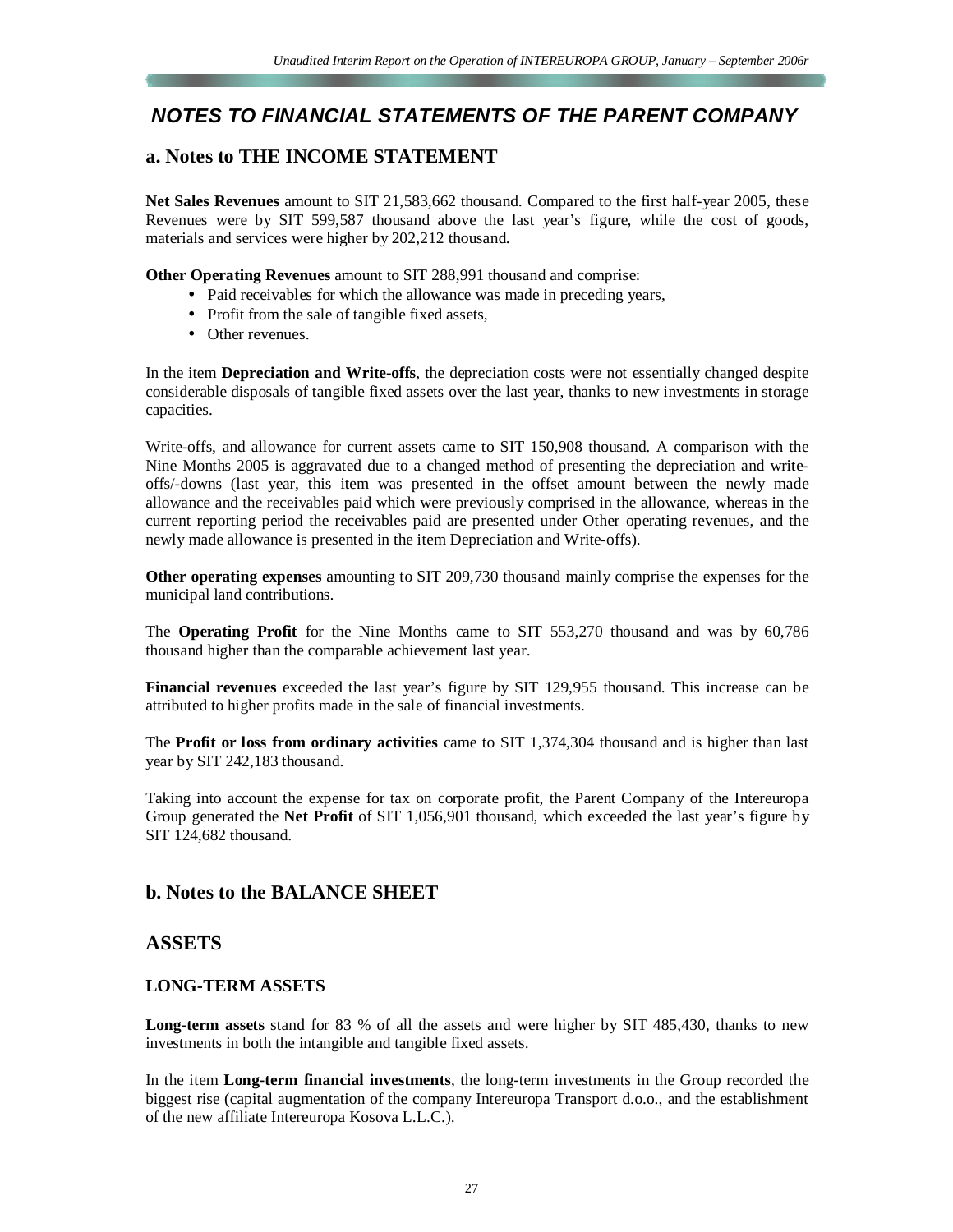# NOTES TO FINANCIAL STATEMENTS OF THE PARENT COMPANY

## a. Notes to THE INCOME STATEMENT

**Net Sales Revenues** amount to SIT 21,583,662 thousand. Compared to the first half-year 2005, these Revenues were by SIT 599,587 thousand above the last year's figure, while the cost of goods, materials and services were higher by 202,212 thousand.

**Other Operating Revenues** amount to SIT 288,991 thousand and comprise:

- Paid receivables for which the allowance was made in preceding years,
- Profit from the sale of tangible fixed assets,
- Other revenues.

In the item **Depreciation and Write-offs**, the depreciation costs were not essentially changed despite considerable disposals of tangible fixed assets over the last year, thanks to new investments in storage capacities.

Write-offs, and allowance for current assets came to SIT 150,908 thousand. A comparison with the Nine Months 2005 is aggravated due to a changed method of presenting the depreciation and write-offs/-downs (last year, this item was presented in the offset amount between the newly made allowance and the receivables paid which were previously comprised in the allowance, whereas in the current reporting period the receivables paid are presented under Other operating revenues, and the newly made allowance is presented in the item Depreciation and Write-offs).

**Other operating expenses** amounting to SIT 209,730 thousand mainly comprise the expenses for the municipal land contributions.

The **Operating Profit** for the Nine Months came to SIT 553,270 thousand and was by 60,786 thousand higher than the comparable achievement last year.

**Financial revenues** exceeded the last year's figure by SIT 129,955 thousand. This increase can be attributed to higher profits made in the sale of financial investments.

The **Profit or loss from ordinary activities** came to SIT 1,374,304 thousand and is higher than last year by SIT 242,183 thousand.

Taking into account the expense for tax on corporate profit, the Parent Company of the Intereuropa Group generated the **Net Profit** of SIT 1,056,901 thousand, which exceeded the last year's figure by SIT 124,682 thousand.

## b. Notes to the BALANCE SHEET

## ASSETS

### LONG-TERM ASSETS

**Long-term assets** stand for 83 % of all the assets and were higher by SIT 485,430, thanks to new investments in both the intangible and tangible fixed assets.

In the item **Long-term financial investments**, the long-term investments in the Group recorded the biggest rise (capital augmentation of the company Intereuropa Transport d.o.o., and the establishment of the new affiliate Intereuropa Kosova L.L.C.).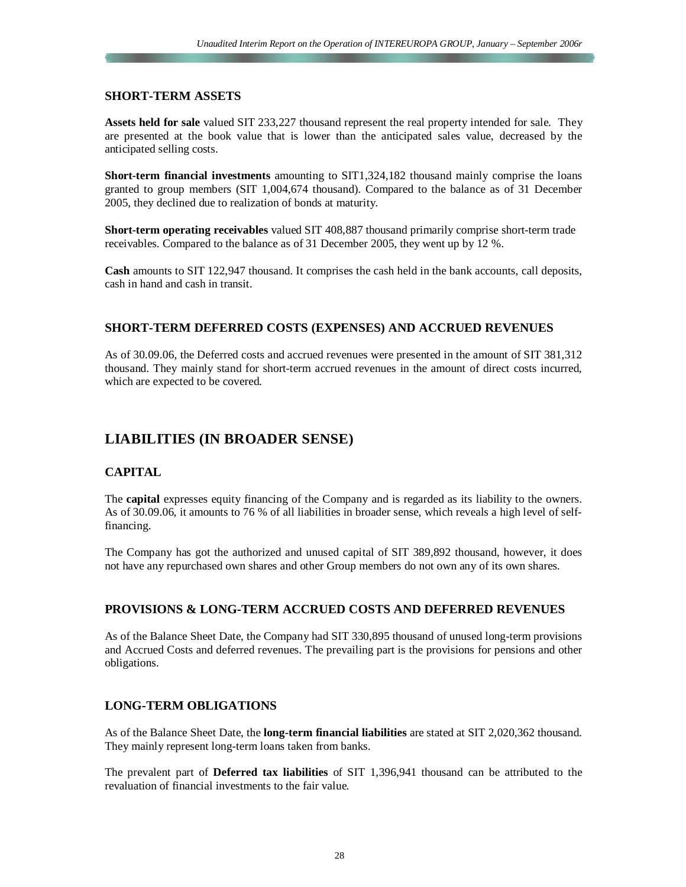## SHORT-TERM ASSETS

**Assets held for sale** valued SIT 233,227 thousand represent the real property intended for sale. They are presented at the book value that is lower than the anticipated sales value, decreased by the anticipated selling costs.

**Short-term financial investments** amounting to SIT1,324,182 thousand mainly comprise the loans granted to group members (SIT 1,004,674 thousand). Compared to the balance as of 31 December 2005, they declined due to realization of bonds at maturity.

**Short-term operating receivables** valued SIT 408,887 thousand primarily comprise short-term trade receivables. Compared to the balance as of 31 December 2005, they went up by 12 %.

**Cash** amounts to SIT 122,947 thousand. It comprises the cash held in the bank accounts, call deposits, cash in hand and cash in transit.

## SHORT-TERM DEFERRED COSTS (EXPENSES) AND ACCRUED REVENUES

As of 30.09.06, the Deferred costs and accrued revenues were presented in the amount of SIT 381,312 thousand. They mainly stand for short-term accrued revenues in the amount of direct costs incurred, which are expected to be covered.

# LIABILITIES (IN BROADER SENSE)

## CAPITAL

The **capital** expresses equity financing of the Company and is regarded as its liability to the owners. As of 30.09.06, it amounts to 76 % of all liabilities in broader sense, which reveals a high level of self-financing.

The Company has got the authorized and unused capital of SIT 389,892 thousand, however, it does not have any repurchased own shares and other Group members do not own any of its own shares.

## PROVISIONS & LONG-TERM ACCRUED COSTS AND DEFERRED REVENUES

As of the Balance Sheet Date, the Company had SIT 330,895 thousand of unused long-term provisions and Accrued Costs and deferred revenues. The prevailing part is the provisions for pensions and other obligations.

## LONG-TERM OBLIGATIONS

As of the Balance Sheet Date, the **long-term financial liabilities** are stated at SIT 2,020,362 thousand. They mainly represent long-term loans taken from banks.

The prevalent part of **Deferred tax liabilities** of SIT 1,396,941 thousand can be attributed to the revaluation of financial investments to the fair value.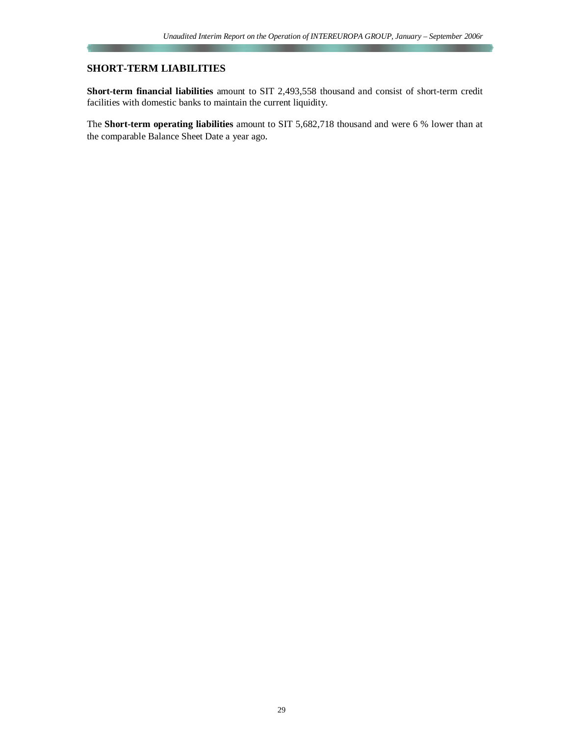## SHORT-TERM LIABILITIES

**Short-term financial liabilities** amount to SIT 2,493,558 thousand and consist of short-term credit facilities with domestic banks to maintain the current liquidity.

The **Short-term operating liabilities** amount to SIT 5,682,718 thousand and were 6 % lower than at the comparable Balance Sheet Date a year ago.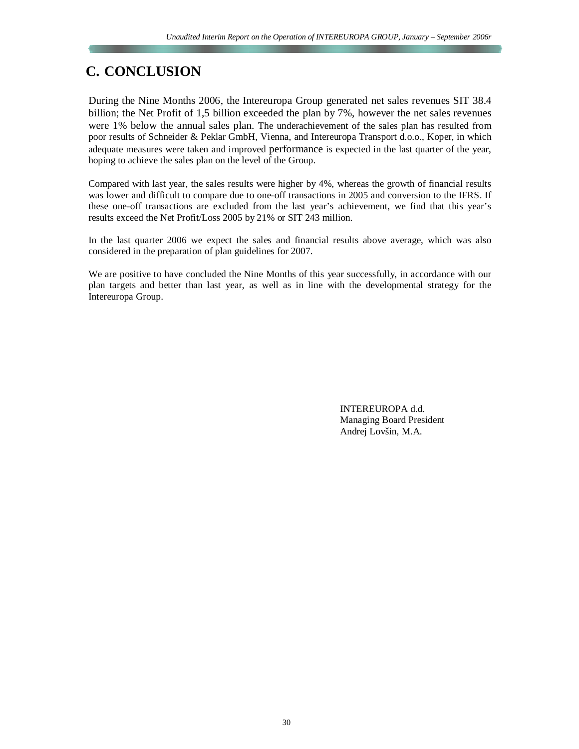# C. CONCLUSION

During the Nine Months 2006, the Intereuropa Group generated net sales revenues SIT 38.4 billion; the Net Profit of 1,5 billion exceeded the plan by 7%, however the net sales revenues were 1% below the annual sales plan. The underachievement of the sales plan has resulted from poor results of Schneider & Peklar GmbH, Vienna, and Intereuropa Transport d.o.o., Koper, in which adequate measures were taken and improved performance is expected in the last quarter of the year, hoping to achieve the sales plan on the level of the Group.

Compared with last year, the sales results were higher by 4%, whereas the growth of financial results was lower and difficult to compare due to one-off transactions in 2005 and conversion to the IFRS. If these one-off transactions are excluded from the last year's achievement, we find that this year's results exceed the Net Profit/Loss 2005 by 21% or SIT 243 million.

In the last quarter 2006 we expect the sales and financial results above average, which was also considered in the preparation of plan guidelines for 2007.

We are positive to have concluded the Nine Months of this year successfully, in accordance with our plan targets and better than last year, as well as in line with the developmental strategy for the Intereuropa Group.

INTEREUROPA d.d.
Managing Board President
Andrej Lovšin, M.A.